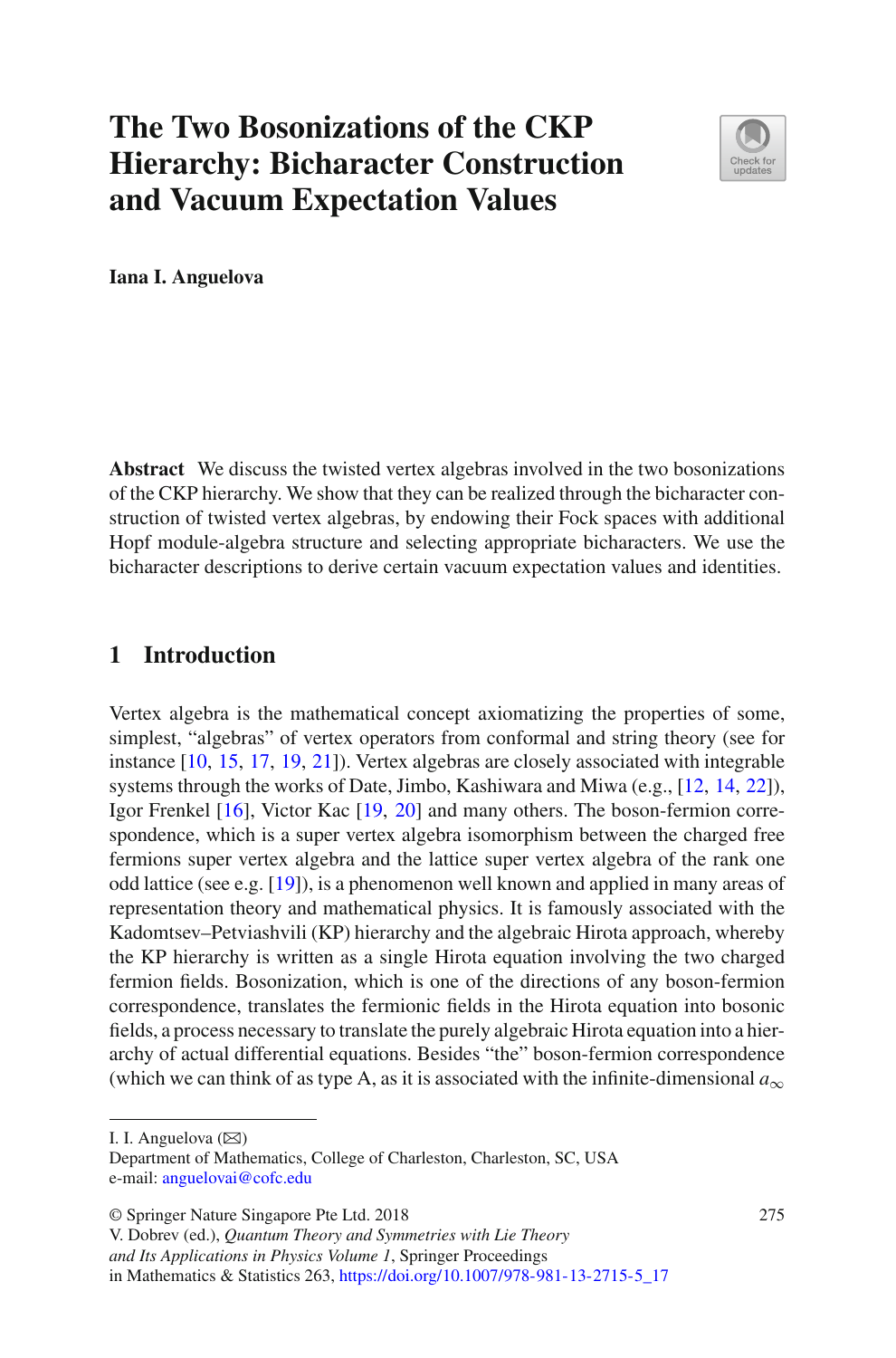# The Two Bosonizations of the CKP Hierarchy: Bicharacter Construction and Vacuum Expectation Values

**Iana I. Anguelova**

**Abstract** We discuss the twisted vertex algebras involved in the two bosonizations of the CKP hierarchy. We show that they can be realized through the bicharacter construction of twisted vertex algebras, by endowing their Fock spaces with additional Hopf module-algebra structure and selecting appropriate bicharacters. We use the bicharacter descriptions to derive certain vacuum expectation values and identities.

## 1 Introduction

Vertex algebra is the mathematical concept axiomatizing the properties of some, simplest, "algebras" of vertex operators from conformal and string theory (see for instance [10, 15, 17, 19, 21]). Vertex algebras are closely associated with integrable systems through the works of Date, Jimbo, Kashiwara and Miwa (e.g., [12, 14, 22]), Igor Frenkel [16], Victor Kac [19, 20] and many others. The boson-fermion correspondence, which is a super vertex algebra isomorphism between the charged free fermions super vertex algebra and the lattice super vertex algebra of the rank one odd lattice (see e.g. [19]), is a phenomenon well known and applied in many areas of representation theory and mathematical physics. It is famously associated with the Kadomtsev–Petviashvili (KP) hierarchy and the algebraic Hirota approach, whereby the KP hierarchy is written as a single Hirota equation involving the two charged fermion fields. Bosonization, which is one of the directions of any boson-fermion correspondence, translates the fermionic fields in the Hirota equation into bosonic fields, a process necessary to translate the purely algebraic Hirota equation into a hierarchy of actual differential equations. Besides "the" boson-fermion correspondence (which we can think of as type A, as it is associated with the infinite-dimensional $a_\infty$

---

I. I. Anguelova (✉)
Department of Mathematics, College of Charleston, Charleston, SC, USA
e-mail: anguelovai@cofc.edu

© Springer Nature Singapore Pte Ltd. 2018
V. Dobrev (ed.), *Quantum Theory and Symmetries with Lie Theory and Its Applications in Physics Volume 1*, Springer Proceedings in Mathematics & Statistics 263, https://doi.org/10.1007/978-981-13-2715-5_17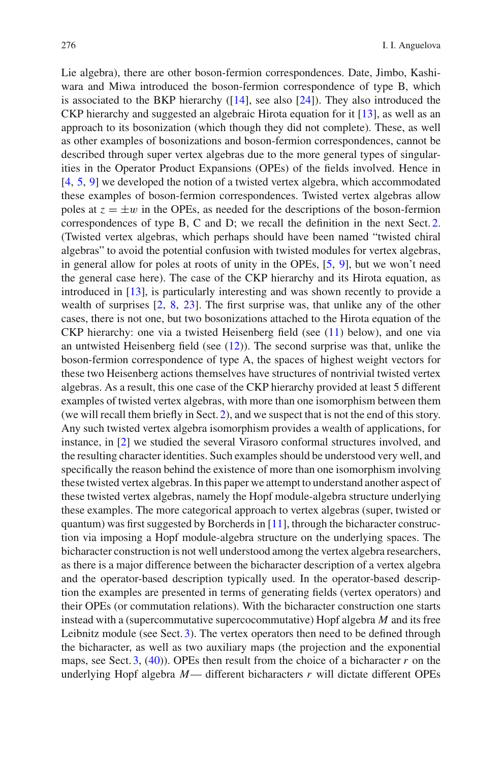Lie algebra), there are other boson-fermion correspondences. Date, Jimbo, Kashiwara and Miwa introduced the boson-fermion correspondence of type B, which is associated to the BKP hierarchy ([14], see also [24]). They also introduced the CKP hierarchy and suggested an algebraic Hirota equation for it [13], as well as an approach to its bosonization (which though they did not complete). These, as well as other examples of bosonizations and boson-fermion correspondences, cannot be described through super vertex algebras due to the more general types of singularities in the Operator Product Expansions (OPEs) of the fields involved. Hence in [4, 5, 9] we developed the notion of a twisted vertex algebra, which accommodated these examples of boson-fermion correspondences. Twisted vertex algebras allow poles at $z = \pm w$ in the OPEs, as needed for the descriptions of the boson-fermion correspondences of type B, C and D; we recall the definition in the next Sect. 2. (Twisted vertex algebras, which perhaps should have been named "twisted chiral algebras" to avoid the potential confusion with twisted modules for vertex algebras, in general allow for poles at roots of unity in the OPEs, [5, 9], but we won't need the general case here). The case of the CKP hierarchy and its Hirota equation, as introduced in [13], is particularly interesting and was shown recently to provide a wealth of surprises [2, 8, 23]. The first surprise was, that unlike any of the other cases, there is not one, but two bosonizations attached to the Hirota equation of the CKP hierarchy: one via a twisted Heisenberg field (see (11) below), and one via an untwisted Heisenberg field (see (12)). The second surprise was that, unlike the boson-fermion correspondence of type A, the spaces of highest weight vectors for these two Heisenberg actions themselves have structures of nontrivial twisted vertex algebras. As a result, this one case of the CKP hierarchy provided at least 5 different examples of twisted vertex algebras, with more than one isomorphism between them (we will recall them briefly in Sect. 2), and we suspect that is not the end of this story. Any such twisted vertex algebra isomorphism provides a wealth of applications, for instance, in [2] we studied the several Virasoro conformal structures involved, and the resulting character identities. Such examples should be understood very well, and specifically the reason behind the existence of more than one isomorphism involving these twisted vertex algebras. In this paper we attempt to understand another aspect of these twisted vertex algebras, namely the Hopf module-algebra structure underlying these examples. The more categorical approach to vertex algebras (super, twisted or quantum) was first suggested by Borcherds in [11], through the bicharacter construction via imposing a Hopf module-algebra structure on the underlying spaces. The bicharacter construction is not well understood among the vertex algebra researchers, as there is a major difference between the bicharacter description of a vertex algebra and the operator-based description typically used. In the operator-based description the examples are presented in terms of generating fields (vertex operators) and their OPEs (or commutation relations). With the bicharacter construction one starts instead with a (supercommutative supercocommutative) Hopf algebra $M$ and its free Leibnitz module (see Sect. 3). The vertex operators then need to be defined through the bicharacter, as well as two auxiliary maps (the projection and the exponential maps, see Sect. 3, (40)). OPEs then result from the choice of a bicharacter $r$ on the underlying Hopf algebra $M$— different bicharacters $r$ will dictate different OPEs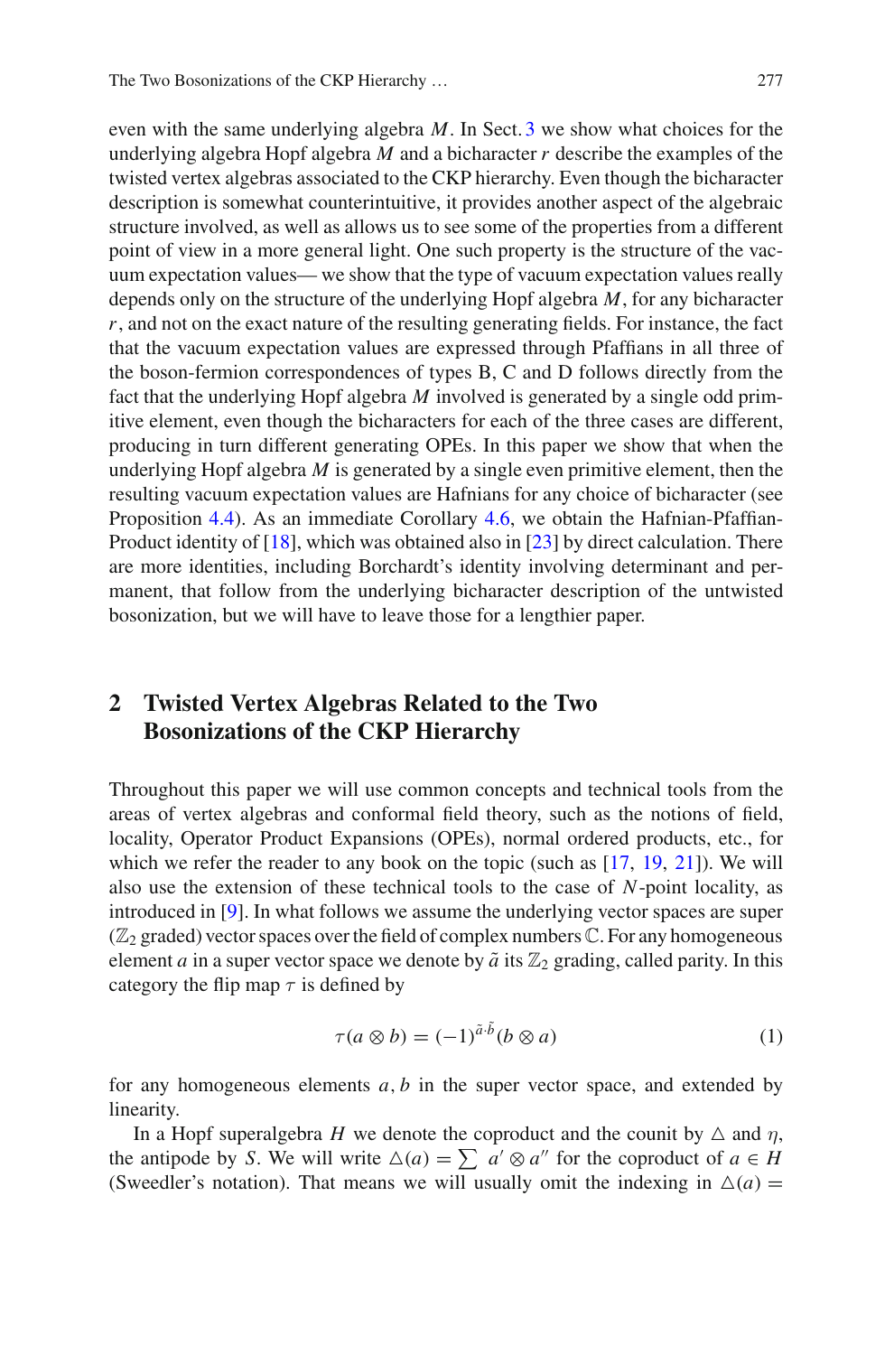even with the same underlying algebra $M$. In Sect. 3 we show what choices for the underlying algebra Hopf algebra $M$ and a bicharacter $r$ describe the examples of the twisted vertex algebras associated to the CKP hierarchy. Even though the bicharacter description is somewhat counterintuitive, it provides another aspect of the algebraic structure involved, as well as allows us to see some of the properties from a different point of view in a more general light. One such property is the structure of the vacuum expectation values— we show that the type of vacuum expectation values really depends only on the structure of the underlying Hopf algebra $M$, for any bicharacter $r$, and not on the exact nature of the resulting generating fields. For instance, the fact that the vacuum expectation values are expressed through Pfaffians in all three of the boson-fermion correspondences of types B, C and D follows directly from the fact that the underlying Hopf algebra $M$ involved is generated by a single odd primitive element, even though the bicharacters for each of the three cases are different, producing in turn different generating OPEs. In this paper we show that when the underlying Hopf algebra $M$ is generated by a single even primitive element, then the resulting vacuum expectation values are Hafnians for any choice of bicharacter (see Proposition 4.4). As an immediate Corollary 4.6, we obtain the Hafnian-Pfaffian-Product identity of [18], which was obtained also in [23] by direct calculation. There are more identities, including Borchardt's identity involving determinant and permanent, that follow from the underlying bicharacter description of the untwisted bosonization, but we will have to leave those for a lengthier paper.

## 2 Twisted Vertex Algebras Related to the Two Bosonizations of the CKP Hierarchy

Throughout this paper we will use common concepts and technical tools from the areas of vertex algebras and conformal field theory, such as the notions of field, locality, Operator Product Expansions (OPEs), normal ordered products, etc., for which we refer the reader to any book on the topic (such as [17, 19, 21]). We will also use the extension of these technical tools to the case of $N$-point locality, as introduced in [9]. In what follows we assume the underlying vector spaces are super ($\mathbb{Z}_2$ graded) vector spaces over the field of complex numbers $\mathbb{C}$. For any homogeneous element $a$ in a super vector space we denote by $\tilde{a}$ its $\mathbb{Z}_2$ grading, called parity. In this category the flip map $\tau$ is defined by

$$\tau(a \otimes b) = (-1)^{\tilde{a} \cdot \tilde{b}}(b \otimes a) \tag{1}$$

for any homogeneous elements $a, b$ in the super vector space, and extended by linearity.

In a Hopf superalgebra $H$ we denote the coproduct and the counit by $\triangle$ and $\eta$, the antipode by $S$. We will write $\triangle(a) = \sum a' \otimes a''$ for the coproduct of $a \in H$ (Sweedler's notation). That means we will usually omit the indexing in $\triangle(a) =$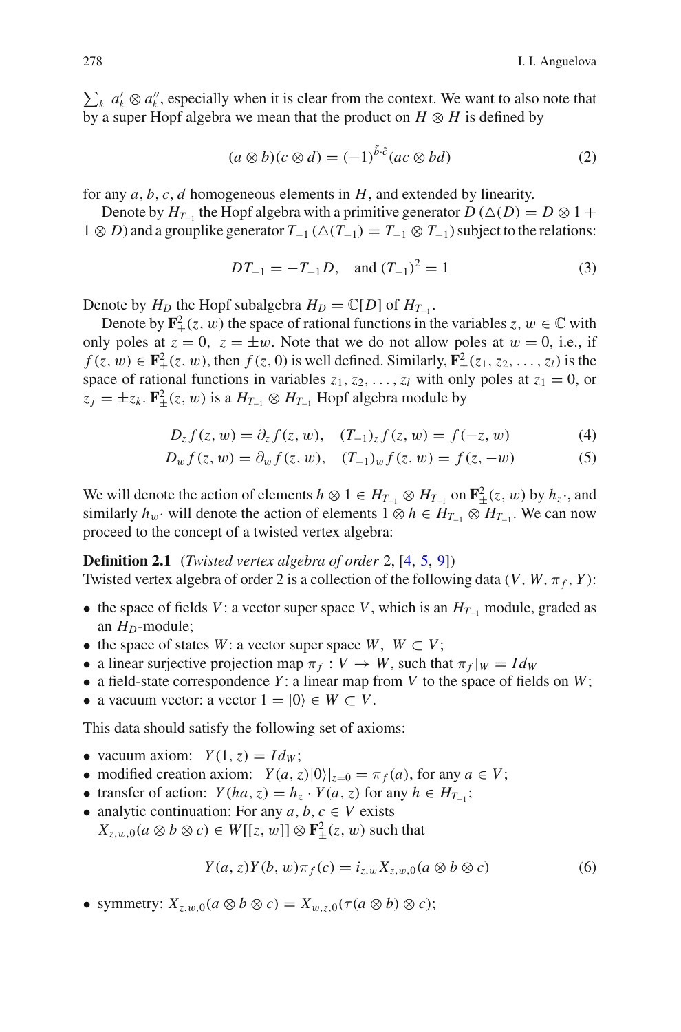$\sum_k a'_k \otimes a''_k$, especially when it is clear from the context. We want to also note that by a super Hopf algebra we mean that the product on $H \otimes H$ is defined by

$$(a \otimes b)(c \otimes d) = (-1)^{\tilde{b}\cdot\tilde{c}}(ac \otimes bd) \tag{2}$$

for any $a, b, c, d$ homogeneous elements in $H$, and extended by linearity.

Denote by $H_{T_{-1}}$ the Hopf algebra with a primitive generator $D$ ($\triangle(D) = D \otimes 1 + 1 \otimes D$) and a grouplike generator $T_{-1}$ ($\triangle(T_{-1}) = T_{-1} \otimes T_{-1}$) subject to the relations:

$$DT_{-1} = -T_{-1}D, \quad \text{and } (T_{-1})^2 = 1 \tag{3}$$

Denote by $H_D$ the Hopf subalgebra $H_D = \mathbb{C}[D]$ of $H_{T_{-1}}$.

Denote by $\mathbf{F}^2_{\pm}(z, w)$ the space of rational functions in the variables $z, w \in \mathbb{C}$ with only poles at $z = 0,\ z = \pm w$. Note that we do not allow poles at $w = 0$, i.e., if $f(z, w) \in \mathbf{F}^2_{\pm}(z, w)$, then $f(z, 0)$ is well defined. Similarly, $\mathbf{F}^2_{\pm}(z_1, z_2, \ldots, z_l)$ is the space of rational functions in variables $z_1, z_2, \ldots, z_l$ with only poles at $z_1 = 0$, or $z_j = \pm z_k$. $\mathbf{F}^2_{\pm}(z, w)$ is a $H_{T_{-1}} \otimes H_{T_{-1}}$ Hopf algebra module by

$$D_z f(z, w) = \partial_z f(z, w), \quad (T_{-1})_z f(z, w) = f(-z, w) \tag{4}$$

$$D_w f(z, w) = \partial_w f(z, w), \quad (T_{-1})_w f(z, w) = f(z, -w) \tag{5}$$

We will denote the action of elements $h \otimes 1 \in H_{T_{-1}} \otimes H_{T_{-1}}$ on $\mathbf{F}^2_{\pm}(z, w)$ by $h_z\cdot$, and similarly $h_w\cdot$ will denote the action of elements $1 \otimes h \in H_{T_{-1}} \otimes H_{T_{-1}}$. We can now proceed to the concept of a twisted vertex algebra:

**Definition 2.1** (*Twisted vertex algebra of order* 2, [4, 5, 9])
Twisted vertex algebra of order 2 is a collection of the following data $(V, W, \pi_f, Y)$:

- the space of fields $V$: a vector super space $V$, which is an $H_{T_{-1}}$ module, graded as an $H_D$-module;
- the space of states $W$: a vector super space $W$, $W \subset V$;
- a linear surjective projection map $\pi_f : V \to W$, such that $\pi_f|_W = Id_W$
- a field-state correspondence $Y$: a linear map from $V$ to the space of fields on $W$;
- a vacuum vector: a vector $1 = |0\rangle \in W \subset V$.

This data should satisfy the following set of axioms:

- vacuum axiom: $Y(1, z) = Id_W$;
- modified creation axiom: $Y(a, z)|0\rangle|_{z=0} = \pi_f(a)$, for any $a \in V$;
- transfer of action: $Y(ha, z) = h_z \cdot Y(a, z)$ for any $h \in H_{T_{-1}}$;
- analytic continuation: For any $a, b, c \in V$ exists $X_{z,w,0}(a \otimes b \otimes c) \in W[[z, w]] \otimes \mathbf{F}^2_{\pm}(z, w)$ such that

$$Y(a, z)Y(b, w)\pi_f(c) = i_{z,w}X_{z,w,0}(a \otimes b \otimes c) \tag{6}$$

- symmetry: $X_{z,w,0}(a \otimes b \otimes c) = X_{w,z,0}(\tau(a \otimes b) \otimes c)$;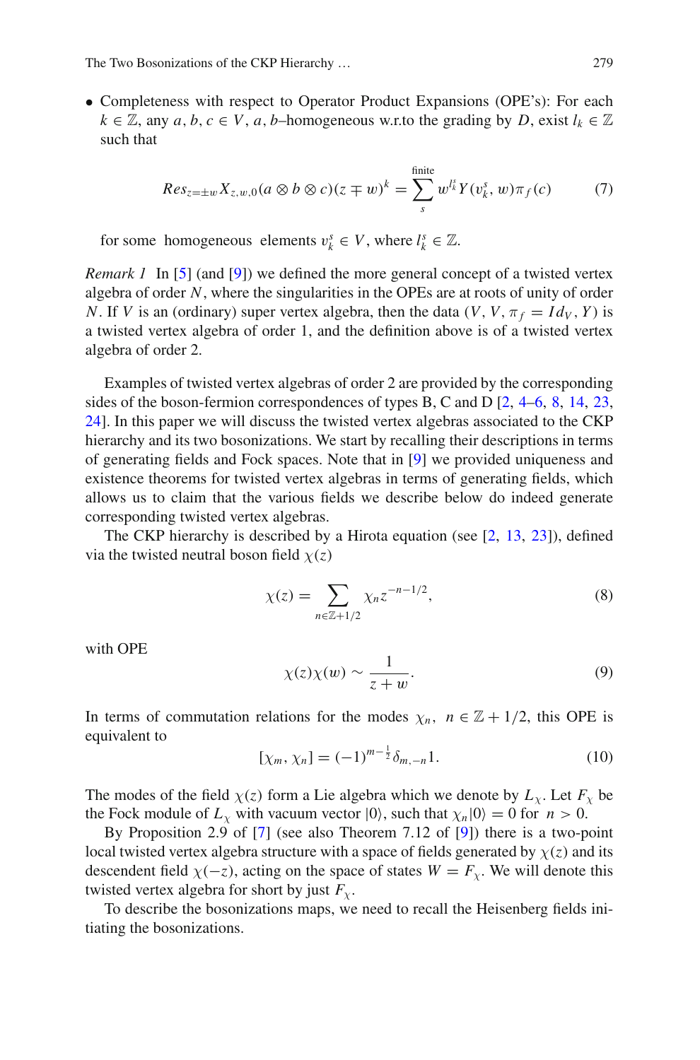- Completeness with respect to Operator Product Expansions (OPE's): For each $k \in \mathbb{Z}$, any $a, b, c \in V$, $a, b$–homogeneous w.r.to the grading by $D$, exist $l_k \in \mathbb{Z}$ such that

$$Res_{z=\pm w} X_{z,w,0}(a \otimes b \otimes c)(z \mp w)^k = \sum_s^{\text{finite}} w^{l_k^s} Y(v_k^s, w)\pi_f(c) \tag{7}$$

for some homogeneous elements $v_k^s \in V$, where $l_k^s \in \mathbb{Z}$.

*Remark 1* In [5] (and [9]) we defined the more general concept of a twisted vertex algebra of order $N$, where the singularities in the OPEs are at roots of unity of order $N$. If $V$ is an (ordinary) super vertex algebra, then the data $(V, V, \pi_f = Id_V, Y)$ is a twisted vertex algebra of order 1, and the definition above is of a twisted vertex algebra of order 2.

Examples of twisted vertex algebras of order 2 are provided by the corresponding sides of the boson-fermion correspondences of types B, C and D [2, 4–6, 8, 14, 23, 24]. In this paper we will discuss the twisted vertex algebras associated to the CKP hierarchy and its two bosonizations. We start by recalling their descriptions in terms of generating fields and Fock spaces. Note that in [9] we provided uniqueness and existence theorems for twisted vertex algebras in terms of generating fields, which allows us to claim that the various fields we describe below do indeed generate corresponding twisted vertex algebras.

The CKP hierarchy is described by a Hirota equation (see [2, 13, 23]), defined via the twisted neutral boson field $\chi(z)$

$$\chi(z) = \sum_{n \in \mathbb{Z}+1/2} \chi_n z^{-n-1/2}, \tag{8}$$

with OPE

$$\chi(z)\chi(w) \sim \frac{1}{z+w}. \tag{9}$$

In terms of commutation relations for the modes $\chi_n$, $n \in \mathbb{Z} + 1/2$, this OPE is equivalent to

$$[\chi_m, \chi_n] = (-1)^{m-\frac{1}{2}} \delta_{m,-n} 1. \tag{10}$$

The modes of the field $\chi(z)$ form a Lie algebra which we denote by $L_\chi$. Let $F_\chi$ be the Fock module of $L_\chi$ with vacuum vector $|0\rangle$, such that $\chi_n|0\rangle = 0$ for $n > 0$.

By Proposition 2.9 of [7] (see also Theorem 7.12 of [9]) there is a two-point local twisted vertex algebra structure with a space of fields generated by $\chi(z)$ and its descendent field $\chi(-z)$, acting on the space of states $W = F_\chi$. We will denote this twisted vertex algebra for short by just $F_\chi$.

To describe the bosonizations maps, we need to recall the Heisenberg fields initiating the bosonizations.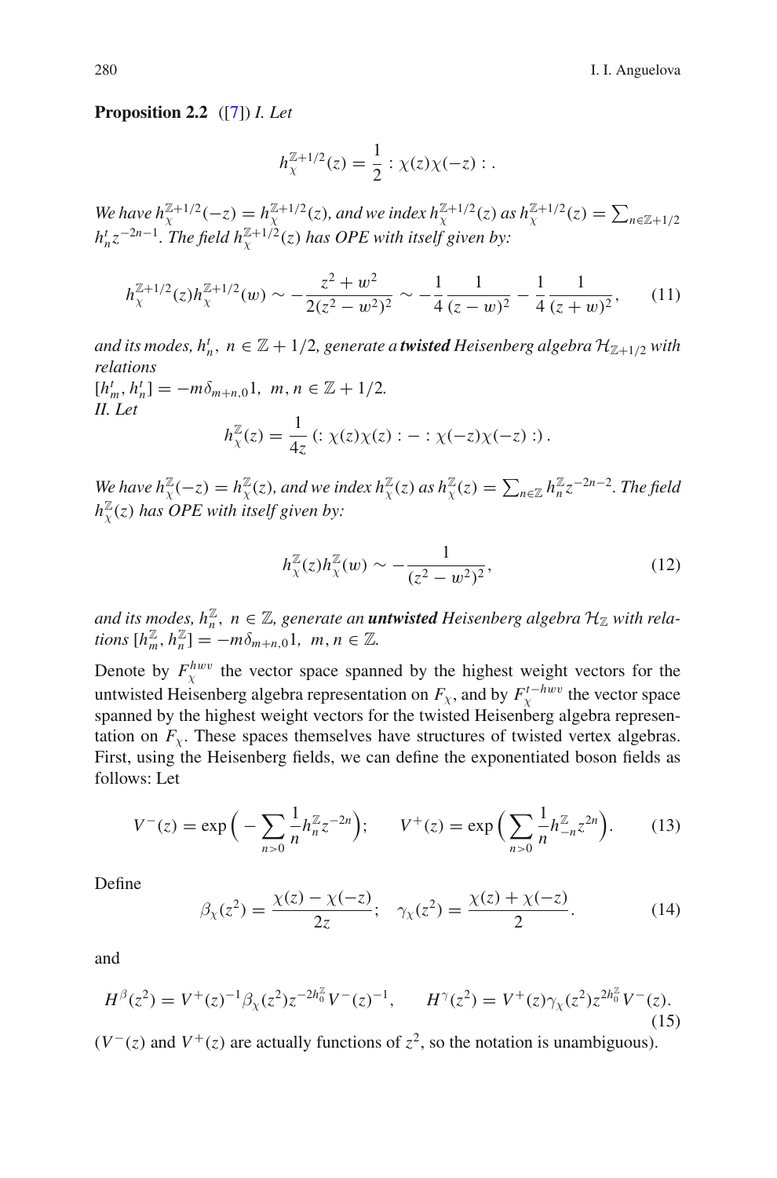**Proposition 2.2** ([7]) *I. Let*

$$h_\chi^{\mathbb{Z}+1/2}(z) = \frac{1}{2} :\chi(z)\chi(-z): .$$

*We have $h_\chi^{\mathbb{Z}+1/2}(-z) = h_\chi^{\mathbb{Z}+1/2}(z)$, and we index $h_\chi^{\mathbb{Z}+1/2}(z)$ as $h_\chi^{\mathbb{Z}+1/2}(z) = \sum_{n\in\mathbb{Z}+1/2} h_n^t z^{-2n-1}$. The field $h_\chi^{\mathbb{Z}+1/2}(z)$ has OPE with itself given by:*

$$h_\chi^{\mathbb{Z}+1/2}(z)h_\chi^{\mathbb{Z}+1/2}(w) \sim -\frac{z^2+w^2}{2(z^2-w^2)^2} \sim -\frac{1}{4}\frac{1}{(z-w)^2} - \frac{1}{4}\frac{1}{(z+w)^2}, \tag{11}$$

*and its modes, $h_n^t$, $n \in \mathbb{Z}+1/2$, generate a* ***twisted*** *Heisenberg algebra $\mathcal{H}_{\mathbb{Z}+1/2}$ with relations*
$[h_m^t, h_n^t] = -m\delta_{m+n,0}1, \ m, n \in \mathbb{Z}+1/2.$
*II. Let*

$$h_\chi^{\mathbb{Z}}(z) = \frac{1}{4z}\left(:\chi(z)\chi(z): - :\chi(-z)\chi(-z):\right).$$

*We have $h_\chi^{\mathbb{Z}}(-z) = h_\chi^{\mathbb{Z}}(z)$, and we index $h_\chi^{\mathbb{Z}}(z)$ as $h_\chi^{\mathbb{Z}}(z) = \sum_{n\in\mathbb{Z}} h_n^{\mathbb{Z}} z^{-2n-2}$. The field $h_\chi^{\mathbb{Z}}(z)$ has OPE with itself given by:*

$$h_\chi^{\mathbb{Z}}(z)h_\chi^{\mathbb{Z}}(w) \sim -\frac{1}{(z^2-w^2)^2}, \tag{12}$$

*and its modes, $h_n^{\mathbb{Z}}$, $n \in \mathbb{Z}$, generate an* ***untwisted*** *Heisenberg algebra $\mathcal{H}_{\mathbb{Z}}$ with relations $[h_m^{\mathbb{Z}}, h_n^{\mathbb{Z}}] = -m\delta_{m+n,0}1, \ m, n \in \mathbb{Z}$.*

Denote by $F_\chi^{hwv}$ the vector space spanned by the highest weight vectors for the untwisted Heisenberg algebra representation on $F_\chi$, and by $F_\chi^{t-hwv}$ the vector space spanned by the highest weight vectors for the twisted Heisenberg algebra representation on $F_\chi$. These spaces themselves have structures of twisted vertex algebras. First, using the Heisenberg fields, we can define the exponentiated boson fields as follows: Let

$$V^-(z) = \exp\Big(-\sum_{n>0}\frac{1}{n}h_n^{\mathbb{Z}} z^{-2n}\Big); \qquad V^+(z) = \exp\Big(\sum_{n>0}\frac{1}{n}h_{-n}^{\mathbb{Z}} z^{2n}\Big). \tag{13}$$

Define

$$\beta_\chi(z^2) = \frac{\chi(z)-\chi(-z)}{2z}; \quad \gamma_\chi(z^2) = \frac{\chi(z)+\chi(-z)}{2}. \tag{14}$$

and

$$H^\beta(z^2) = V^+(z)^{-1}\beta_\chi(z^2)z^{-2h_0^{\mathbb{Z}}}V^-(z)^{-1}, \qquad H^\gamma(z^2) = V^+(z)\gamma_\chi(z^2)z^{2h_0^{\mathbb{Z}}}V^-(z). \tag{15}$$

($V^-(z)$ and $V^+(z)$ are actually functions of $z^2$, so the notation is unambiguous).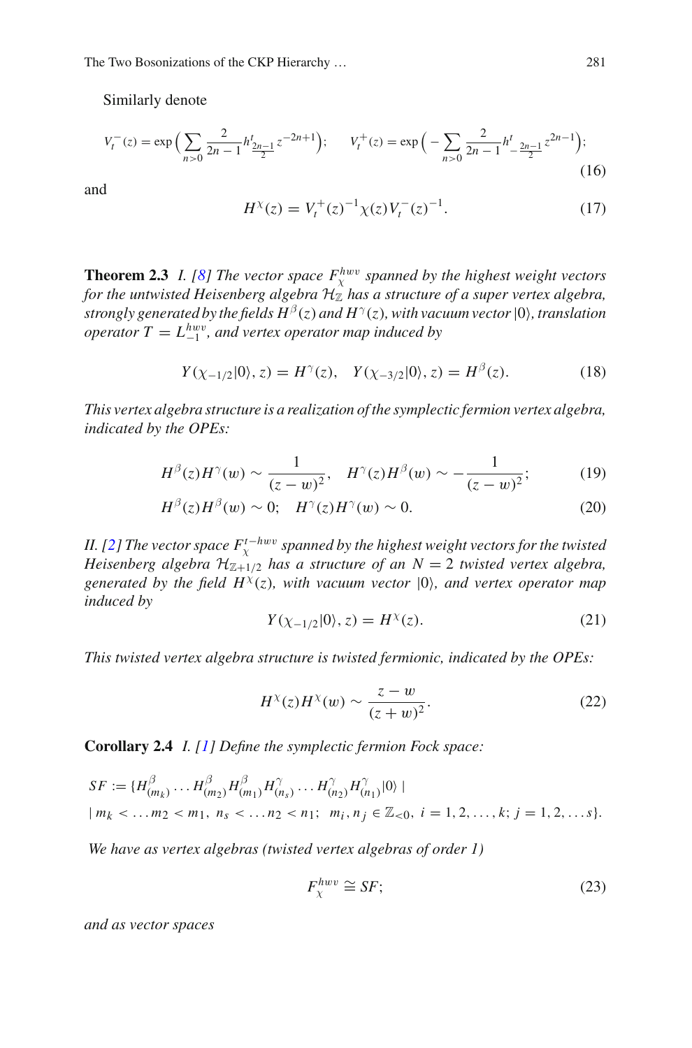Similarly denote

$$V_t^-(z) = \exp\Big(\sum_{n>0} \frac{2}{2n-1} h^t_{\frac{2n-1}{2}} z^{-2n+1}\Big); \qquad V_t^+(z) = \exp\Big(-\sum_{n>0} \frac{2}{2n-1} h^t_{-\frac{2n-1}{2}} z^{2n-1}\Big); \tag{16}$$

and

$$H^\chi(z) = V_t^+(z)^{-1}\chi(z)V_t^-(z)^{-1}. \tag{17}$$

**Theorem 2.3** *I. [8] The vector space $F_\chi^{hwv}$ spanned by the highest weight vectors for the untwisted Heisenberg algebra $\mathcal{H}_\mathbb{Z}$ has a structure of a super vertex algebra, strongly generated by the fields $H^\beta(z)$ and $H^\gamma(z)$, with vacuum vector $|0\rangle$, translation operator $T = L_{-1}^{hwv}$, and vertex operator map induced by*

$$Y(\chi_{-1/2}|0\rangle, z) = H^\gamma(z), \quad Y(\chi_{-3/2}|0\rangle, z) = H^\beta(z). \tag{18}$$

*This vertex algebra structure is a realization of the symplectic fermion vertex algebra, indicated by the OPEs:*

$$H^\beta(z)H^\gamma(w) \sim \frac{1}{(z-w)^2}, \quad H^\gamma(z)H^\beta(w) \sim -\frac{1}{(z-w)^2}; \tag{19}$$

$$H^\beta(z)H^\beta(w) \sim 0; \quad H^\gamma(z)H^\gamma(w) \sim 0. \tag{20}$$

*II. [2] The vector space $F_\chi^{t-hwv}$ spanned by the highest weight vectors for the twisted Heisenberg algebra $\mathcal{H}_{\mathbb{Z}+1/2}$ has a structure of an $N = 2$ twisted vertex algebra, generated by the field $H^\chi(z)$, with vacuum vector $|0\rangle$, and vertex operator map induced by*

$$Y(\chi_{-1/2}|0\rangle, z) = H^\chi(z). \tag{21}$$

*This twisted vertex algebra structure is twisted fermionic, indicated by the OPEs:*

$$H^\chi(z)H^\chi(w) \sim \frac{z-w}{(z+w)^2}. \tag{22}$$

**Corollary 2.4** *I. [1] Define the symplectic fermion Fock space:*

$$SF := \{H^\beta_{(m_k)} \dots H^\beta_{(m_2)} H^\beta_{(m_1)} H^\gamma_{(n_s)} \dots H^\gamma_{(n_2)} H^\gamma_{(n_1)}|0\rangle \mid$$
$$| \, m_k < \dots m_2 < m_1, \; n_s < \dots n_2 < n_1; \;\; m_i, n_j \in \mathbb{Z}_{<0}, \; i = 1, 2, \dots, k; \; j = 1, 2, \dots s\}.$$

*We have as vertex algebras (twisted vertex algebras of order 1)*

$$F_\chi^{hwv} \cong SF; \tag{23}$$

*and as vector spaces*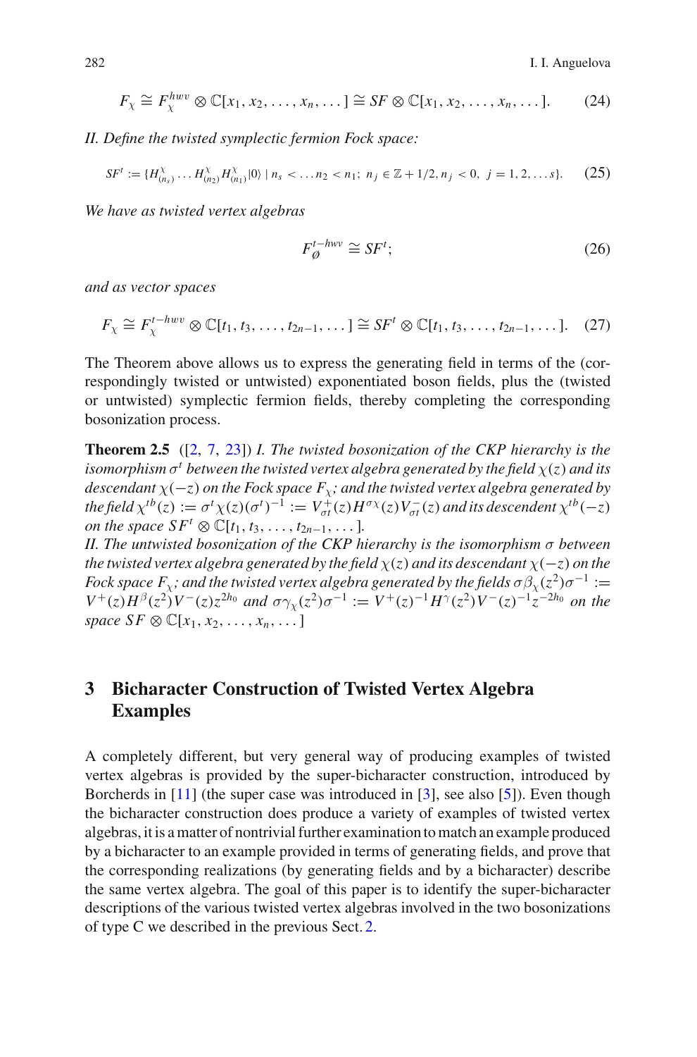$$F_\chi \cong F_\chi^{hwv} \otimes \mathbb{C}[x_1, x_2, \dots, x_n, \dots] \cong SF \otimes \mathbb{C}[x_1, x_2, \dots, x_n, \dots]. \tag{24}$$

*II. Define the twisted symplectic fermion Fock space:*

$$SF^t := \{H^\chi_{(n_s)} \dots H^\chi_{(n_2)} H^\chi_{(n_1)}|0\rangle \mid n_s < \dots n_2 < n_1;\ n_j \in \mathbb{Z} + 1/2, n_j < 0,\ j = 1, 2, \dots s\}. \tag{25}$$

*We have as twisted vertex algebras*

$$F_\emptyset^{t-hwv} \cong SF^t; \tag{26}$$

*and as vector spaces*

$$F_\chi \cong F_\chi^{t-hwv} \otimes \mathbb{C}[t_1, t_3, \dots, t_{2n-1}, \dots] \cong SF^t \otimes \mathbb{C}[t_1, t_3, \dots, t_{2n-1}, \dots]. \tag{27}$$

The Theorem above allows us to express the generating field in terms of the (correspondingly twisted or untwisted) exponentiated boson fields, plus the (twisted or untwisted) symplectic fermion fields, thereby completing the corresponding bosonization process.

**Theorem 2.5** ([2, 7, 23]) *I. The twisted bosonization of the CKP hierarchy is the isomorphism $\sigma^t$ between the twisted vertex algebra generated by the field $\chi(z)$ and its descendant $\chi(-z)$ on the Fock space $F_\chi$; and the twisted vertex algebra generated by the field $\chi^{tb}(z) := \sigma^t\chi(z)(\sigma^t)^{-1} := V^+_{\sigma t}(z)H^{\sigma\chi}(z)V^-_{\sigma t}(z)$ and its descendent $\chi^{tb}(-z)$ on the space $SF^t \otimes \mathbb{C}[t_1, t_3, \dots, t_{2n-1}, \dots]$.*
*II. The untwisted bosonization of the CKP hierarchy is the isomorphism $\sigma$ between the twisted vertex algebra generated by the field $\chi(z)$ and its descendant $\chi(-z)$ on the Fock space $F_\chi$; and the twisted vertex algebra generated by the fields $\sigma\beta_\chi(z^2)\sigma^{-1} := V^+(z)H^\beta(z^2)V^-(z)z^{2h_0}$ and $\sigma\gamma_\chi(z^2)\sigma^{-1} := V^+(z)^{-1}H^\gamma(z^2)V^-(z)^{-1}z^{-2h_0}$ on the space $SF \otimes \mathbb{C}[x_1, x_2, \dots, x_n, \dots]$*

## 3 Bicharacter Construction of Twisted Vertex Algebra Examples

A completely different, but very general way of producing examples of twisted vertex algebras is provided by the super-bicharacter construction, introduced by Borcherds in [11] (the super case was introduced in [3], see also [5]). Even though the bicharacter construction does produce a variety of examples of twisted vertex algebras, it is a matter of nontrivial further examination to match an example produced by a bicharacter to an example provided in terms of generating fields, and prove that the corresponding realizations (by generating fields and by a bicharacter) describe the same vertex algebra. The goal of this paper is to identify the super-bicharacter descriptions of the various twisted vertex algebras involved in the two bosonizations of type C we described in the previous Sect. 2.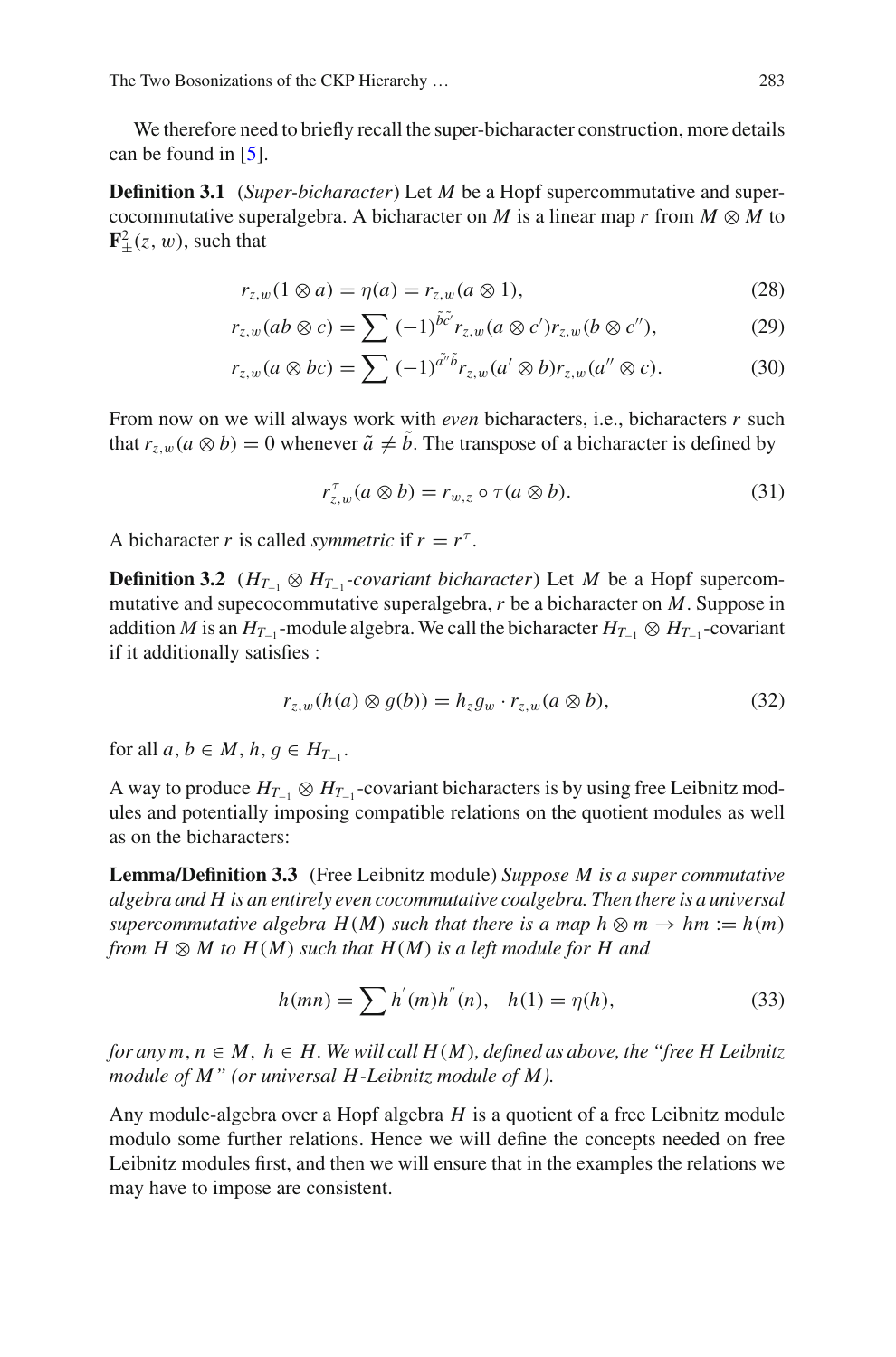We therefore need to briefly recall the super-bicharacter construction, more details can be found in [5].

**Definition 3.1** (*Super-bicharacter*) Let $M$ be a Hopf supercommutative and supercocommutative superalgebra. A bicharacter on $M$ is a linear map $r$ from $M \otimes M$ to $\mathbf{F}^2_{\pm}(z, w)$, such that

$$r_{z,w}(1 \otimes a) = \eta(a) = r_{z,w}(a \otimes 1), \tag{28}$$

$$r_{z,w}(ab \otimes c) = \sum (-1)^{\tilde{b}\tilde{c'}} r_{z,w}(a \otimes c') r_{z,w}(b \otimes c''), \tag{29}$$

$$r_{z,w}(a \otimes bc) = \sum (-1)^{\tilde{a''}\tilde{b}} r_{z,w}(a' \otimes b) r_{z,w}(a'' \otimes c). \tag{30}$$

From now on we will always work with *even* bicharacters, i.e., bicharacters $r$ such that $r_{z,w}(a \otimes b) = 0$ whenever $\tilde{a} \neq \tilde{b}$. The transpose of a bicharacter is defined by

$$r^{\tau}_{z,w}(a \otimes b) = r_{w,z} \circ \tau(a \otimes b). \tag{31}$$

A bicharacter $r$ is called *symmetric* if $r = r^{\tau}$.

**Definition 3.2** ($H_{T_{-1}} \otimes H_{T_{-1}}$*-covariant bicharacter*) Let $M$ be a Hopf supercommutative and supecocommutative superalgebra, $r$ be a bicharacter on $M$. Suppose in addition $M$ is an $H_{T_{-1}}$-module algebra. We call the bicharacter $H_{T_{-1}} \otimes H_{T_{-1}}$-covariant if it additionally satisfies :

$$r_{z,w}(h(a) \otimes g(b)) = h_z g_w \cdot r_{z,w}(a \otimes b), \tag{32}$$

for all $a, b \in M$, $h, g \in H_{T_{-1}}$.

A way to produce $H_{T_{-1}} \otimes H_{T_{-1}}$-covariant bicharacters is by using free Leibnitz modules and potentially imposing compatible relations on the quotient modules as well as on the bicharacters:

**Lemma/Definition 3.3** (Free Leibnitz module) *Suppose $M$ is a super commutative algebra and $H$ is an entirely even cocommutative coalgebra. Then there is a universal supercommutative algebra $H(M)$ such that there is a map $h \otimes m \to hm := h(m)$ from $H \otimes M$ to $H(M)$ such that $H(M)$ is a left module for $H$ and*

$$h(mn) = \sum h^{'}(m) h^{''}(n), \quad h(1) = \eta(h), \tag{33}$$

*for any $m, n \in M$, $h \in H$. We will call $H(M)$, defined as above, the "free $H$ Leibnitz module of $M$" (or universal $H$-Leibnitz module of $M$).*

Any module-algebra over a Hopf algebra $H$ is a quotient of a free Leibnitz module modulo some further relations. Hence we will define the concepts needed on free Leibnitz modules first, and then we will ensure that in the examples the relations we may have to impose are consistent.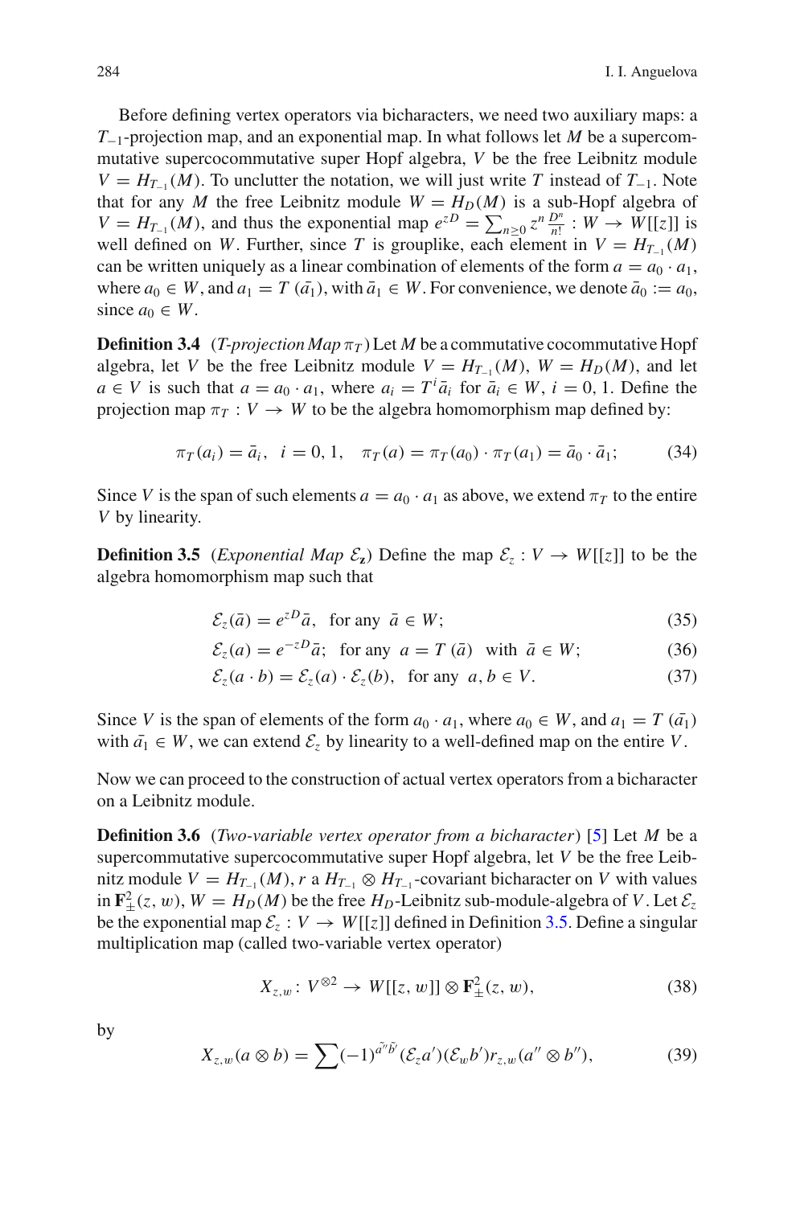Before defining vertex operators via bicharacters, we need two auxiliary maps: a $T_{-1}$-projection map, and an exponential map. In what follows let $M$ be a supercommutative supercocommutative super Hopf algebra, $V$ be the free Leibnitz module $V = H_{T_{-1}}(M)$. To unclutter the notation, we will just write $T$ instead of $T_{-1}$. Note that for any $M$ the free Leibnitz module $W = H_D(M)$ is a sub-Hopf algebra of $V = H_{T_{-1}}(M)$, and thus the exponential map $e^{zD} = \sum_{n\geq 0} z^n \frac{D^n}{n!} : W \to W[[z]]$ is well defined on $W$. Further, since $T$ is grouplike, each element in $V = H_{T_{-1}}(M)$ can be written uniquely as a linear combination of elements of the form $a = a_0 \cdot a_1$, where $a_0 \in W$, and $a_1 = T(\bar{a_1})$, with $\bar{a}_1 \in W$. For convenience, we denote $\bar{a}_0 := a_0$, since $a_0 \in W$.

**Definition 3.4** (*T-projection Map $\pi_T$*) Let $M$ be a commutative cocommutative Hopf algebra, let $V$ be the free Leibnitz module $V = H_{T_{-1}}(M)$, $W = H_D(M)$, and let $a \in V$ is such that $a = a_0 \cdot a_1$, where $a_i = T^i \bar{a}_i$ for $\bar{a}_i \in W$, $i = 0, 1$. Define the projection map $\pi_T : V \to W$ to be the algebra homomorphism map defined by:

$$\pi_T(a_i) = \bar{a}_i, \quad i = 0, 1, \quad \pi_T(a) = \pi_T(a_0) \cdot \pi_T(a_1) = \bar{a}_0 \cdot \bar{a}_1; \tag{34}$$

Since $V$ is the span of such elements $a = a_0 \cdot a_1$ as above, we extend $\pi_T$ to the entire $V$ by linearity.

**Definition 3.5** (*Exponential Map $\mathcal{E}_z$*) Define the map $\mathcal{E}_z : V \to W[[z]]$ to be the algebra homomorphism map such that

$$\mathcal{E}_z(\bar{a}) = e^{zD}\bar{a}, \quad \text{for any } \bar{a} \in W; \tag{35}$$

$$\mathcal{E}_z(a) = e^{-zD}\bar{a}; \quad \text{for any } a = T(\bar{a}) \text{ with } \bar{a} \in W; \tag{36}$$

$$\mathcal{E}_z(a \cdot b) = \mathcal{E}_z(a) \cdot \mathcal{E}_z(b), \quad \text{for any } a, b \in V. \tag{37}$$

Since $V$ is the span of elements of the form $a_0 \cdot a_1$, where $a_0 \in W$, and $a_1 = T(\bar{a_1})$ with $\bar{a_1} \in W$, we can extend $\mathcal{E}_z$ by linearity to a well-defined map on the entire $V$.

Now we can proceed to the construction of actual vertex operators from a bicharacter on a Leibnitz module.

**Definition 3.6** (*Two-variable vertex operator from a bicharacter*) [5] Let $M$ be a supercommutative supercocommutative super Hopf algebra, let $V$ be the free Leibnitz module $V = H_{T_{-1}}(M)$, $r$ a $H_{T_{-1}} \otimes H_{T_{-1}}$-covariant bicharacter on $V$ with values in $\mathbf{F}^2_{\pm}(z, w)$, $W = H_D(M)$ be the free $H_D$-Leibnitz sub-module-algebra of $V$. Let $\mathcal{E}_z$ be the exponential map $\mathcal{E}_z : V \to W[[z]]$ defined in Definition 3.5. Define a singular multiplication map (called two-variable vertex operator)

$$X_{z,w} \colon V^{\otimes 2} \to W[[z, w]] \otimes \mathbf{F}^2_{\pm}(z, w), \tag{38}$$

by

$$X_{z,w}(a \otimes b) = \sum (-1)^{\tilde{a''}\tilde{b'}} (\mathcal{E}_z a')(\mathcal{E}_w b') r_{z,w}(a'' \otimes b''), \tag{39}$$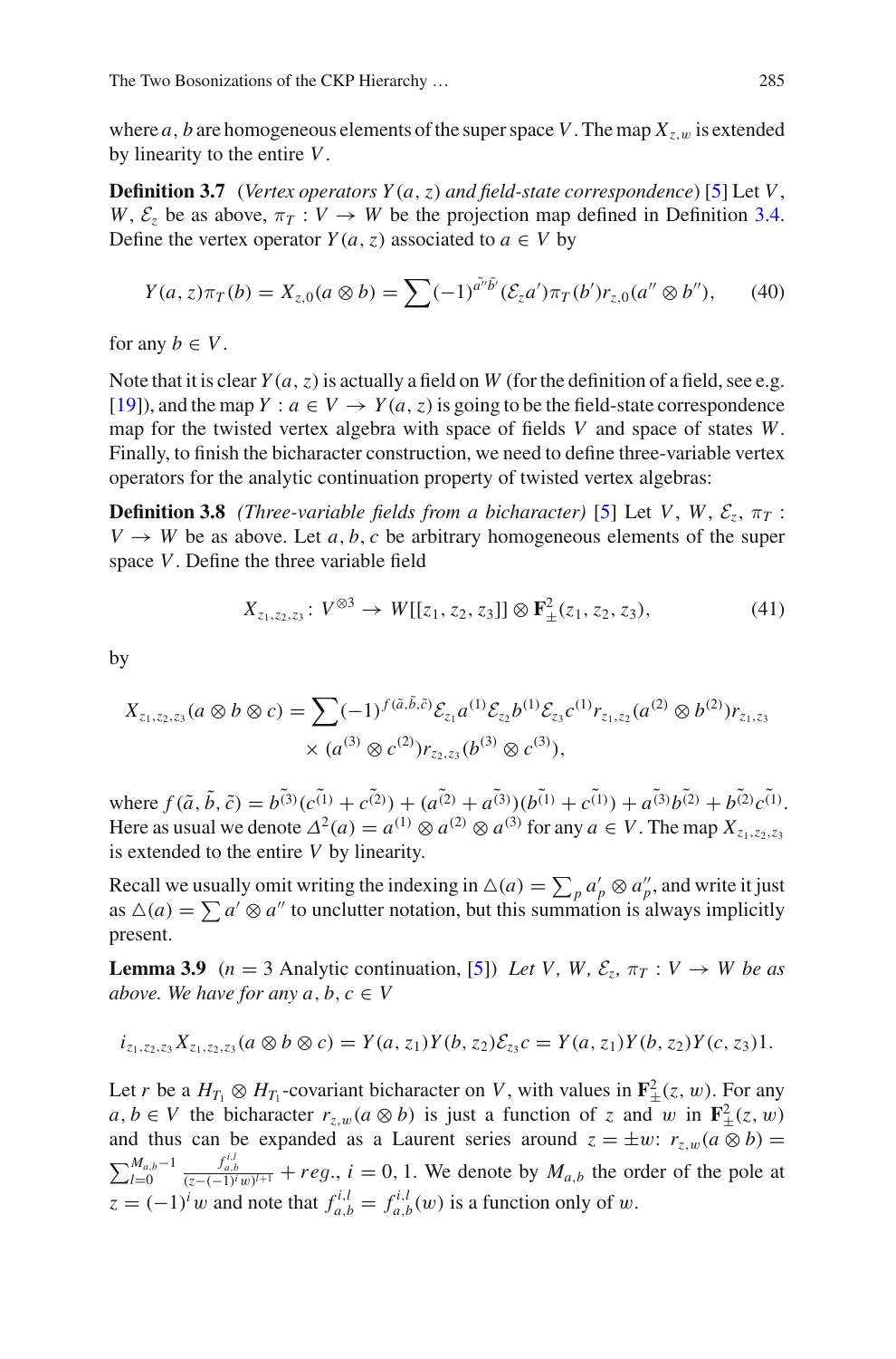where $a, b$ are homogeneous elements of the super space $V$. The map $X_{z,w}$ is extended by linearity to the entire $V$.

**Definition 3.7** (*Vertex operators $Y(a, z)$ and field-state correspondence*) [5] Let $V$, $W$, $\mathcal{E}_z$ be as above, $\pi_T : V \to W$ be the projection map defined in Definition 3.4. Define the vertex operator $Y(a, z)$ associated to $a \in V$ by

$$Y(a, z)\pi_T(b) = X_{z,0}(a \otimes b) = \sum (-1)^{\tilde{a''}\tilde{b'}} (\mathcal{E}_z a')\pi_T(b') r_{z,0}(a'' \otimes b''), \tag{40}$$

for any $b \in V$.

Note that it is clear $Y(a, z)$ is actually a field on $W$ (for the definition of a field, see e.g. [19]), and the map $Y : a \in V \to Y(a, z)$ is going to be the field-state correspondence map for the twisted vertex algebra with space of fields $V$ and space of states $W$. Finally, to finish the bicharacter construction, we need to define three-variable vertex operators for the analytic continuation property of twisted vertex algebras:

**Definition 3.8** *(Three-variable fields from a bicharacter)* [5] Let $V$, $W$, $\mathcal{E}_z$, $\pi_T$ : $V \to W$ be as above. Let $a, b, c$ be arbitrary homogeneous elements of the super space $V$. Define the three variable field

$$X_{z_1,z_2,z_3} \colon V^{\otimes 3} \to W[[z_1, z_2, z_3]] \otimes \mathbf{F}^2_{\pm}(z_1, z_2, z_3), \tag{41}$$

by

$$\begin{aligned} X_{z_1,z_2,z_3}(a \otimes b \otimes c) = \sum (-1)^{f(\tilde{a},\tilde{b},\tilde{c})} \mathcal{E}_{z_1} a^{(1)} \mathcal{E}_{z_2} b^{(1)} \mathcal{E}_{z_3} c^{(1)} r_{z_1,z_2}(a^{(2)} \otimes b^{(2)}) r_{z_1,z_3} \\ \times (a^{(3)} \otimes c^{(2)}) r_{z_2,z_3}(b^{(3)} \otimes c^{(3)}), \end{aligned}$$

where $f(\tilde{a}, \tilde{b}, \tilde{c}) = \tilde{b^{(3)}}(\tilde{c^{(1)}} + \tilde{c^{(2)}}) + (\tilde{a^{(2)}} + \tilde{a^{(3)}})(\tilde{b^{(1)}} + \tilde{c^{(1)}}) + \tilde{a^{(3)}}\tilde{b^{(2)}} + \tilde{b^{(2)}}\tilde{c^{(1)}}$. Here as usual we denote $\Delta^2(a) = a^{(1)} \otimes a^{(2)} \otimes a^{(3)}$ for any $a \in V$. The map $X_{z_1,z_2,z_3}$ is extended to the entire $V$ by linearity.

Recall we usually omit writing the indexing in $\triangle(a) = \sum_p a'_p \otimes a''_p$, and write it just as $\triangle(a) = \sum a' \otimes a''$ to unclutter notation, but this summation is always implicitly present.

**Lemma 3.9** ($n = 3$ Analytic continuation, [5]) *Let $V$, $W$, $\mathcal{E}_z$, $\pi_T : V \to W$ be as above. We have for any $a, b, c \in V$*

$$i_{z_1,z_2,z_3} X_{z_1,z_2,z_3}(a \otimes b \otimes c) = Y(a, z_1)Y(b, z_2)\mathcal{E}_{z_3} c = Y(a, z_1)Y(b, z_2)Y(c, z_3)1.$$

Let $r$ be a $H_{T_1} \otimes H_{T_1}$-covariant bicharacter on $V$, with values in $\mathbf{F}^2_{\pm}(z, w)$. For any $a, b \in V$ the bicharacter $r_{z,w}(a \otimes b)$ is just a function of $z$ and $w$ in $\mathbf{F}^2_{\pm}(z, w)$ and thus can be expanded as a Laurent series around $z = \pm w$: $r_{z,w}(a \otimes b) = \sum_{l=0}^{M_{a,b}-1} \frac{f^{i,l}_{a,b}}{(z-(-1)^i w)^{l+1}} + reg.$, $i = 0, 1$. We denote by $M_{a,b}$ the order of the pole at $z = (-1)^i w$ and note that $f^{i,l}_{a,b} = f^{i,l}_{a,b}(w)$ is a function only of $w$.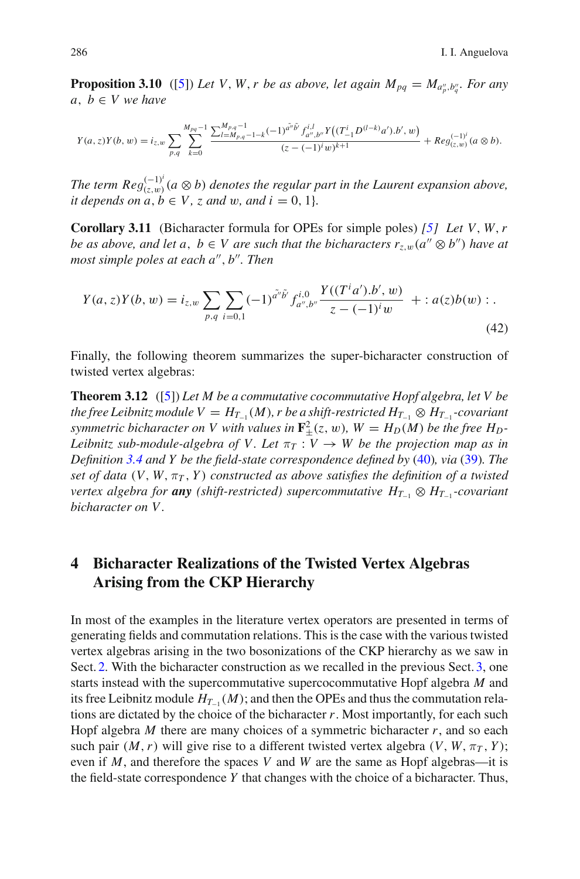**Proposition 3.10** ([5]) *Let $V$, $W$, $r$ be as above, let again $M_{pq} = M_{a''_p, b''_q}$. For any $a,\ b \in V$ we have*

$$Y(a,z)Y(b,w) = i_{z,w} \sum_{p,q} \sum_{k=0}^{M_{pq}-1} \frac{\sum_{l=M_{p,q}-1-k}^{M_{p,q}-1} (-1)^{\tilde{a''}\tilde{b'}} f_{a'',b''}^{i,l}\, Y\big((T_{-1}^{i} D^{(l-k)} a').b', w\big)}{(z-(-1)^{i} w)^{k+1}} + Reg_{(z,w)}^{(-1)^{i}}(a \otimes b).$$

*The term $Reg_{(z,w)}^{(-1)^{i}}(a \otimes b)$ denotes the regular part in the Laurent expansion above, it depends on $a, b \in V$, $z$ and $w$, and $i = 0, 1\}$.*

**Corollary 3.11** (Bicharacter formula for OPEs for simple poles) *[5] Let $V, W, r$ be as above, and let $a,\ b \in V$ are such that the bicharacters $r_{z,w}(a'' \otimes b'')$ have at most simple poles at each $a'', b''$. Then*

$$Y(a,z)Y(b,w) = i_{z,w} \sum_{p,q} \sum_{i=0,1} (-1)^{\tilde{a''}\tilde{b'}} f_{a'',b''}^{i,0} \frac{Y((T^{i} a').b', w)}{z-(-1)^{i} w} + :a(z)b(w): . \tag{42}$$

Finally, the following theorem summarizes the super-bicharacter construction of twisted vertex algebras:

**Theorem 3.12** ([5]) *Let $M$ be a commutative cocommutative Hopf algebra, let $V$ be the free Leibnitz module $V = H_{T_{-1}}(M)$, $r$ be a shift-restricted $H_{T_{-1}} \otimes H_{T_{-1}}$-covariant symmetric bicharacter on $V$ with values in $\mathbf{F}^{2}_{\pm}(z, w)$, $W = H_D(M)$ be the free $H_D$-Leibnitz sub-module-algebra of $V$. Let $\pi_T : V \to W$ be the projection map as in Definition 3.4 and $Y$ be the field-state correspondence defined by (40), via (39). The set of data $(V, W, \pi_T, Y)$ constructed as above satisfies the definition of a twisted vertex algebra for **any** (shift-restricted) supercommutative $H_{T_{-1}} \otimes H_{T_{-1}}$-covariant bicharacter on $V$.*

# 4 Bicharacter Realizations of the Twisted Vertex Algebras Arising from the CKP Hierarchy

In most of the examples in the literature vertex operators are presented in terms of generating fields and commutation relations. This is the case with the various twisted vertex algebras arising in the two bosonizations of the CKP hierarchy as we saw in Sect. 2. With the bicharacter construction as we recalled in the previous Sect. 3, one starts instead with the supercommutative supercocommutative Hopf algebra $M$ and its free Leibnitz module $H_{T_{-1}}(M)$; and then the OPEs and thus the commutation relations are dictated by the choice of the bicharacter $r$. Most importantly, for each such Hopf algebra $M$ there are many choices of a symmetric bicharacter $r$, and so each such pair $(M, r)$ will give rise to a different twisted vertex algebra $(V, W, \pi_T, Y)$; even if $M$, and therefore the spaces $V$ and $W$ are the same as Hopf algebras—it is the field-state correspondence $Y$ that changes with the choice of a bicharacter. Thus,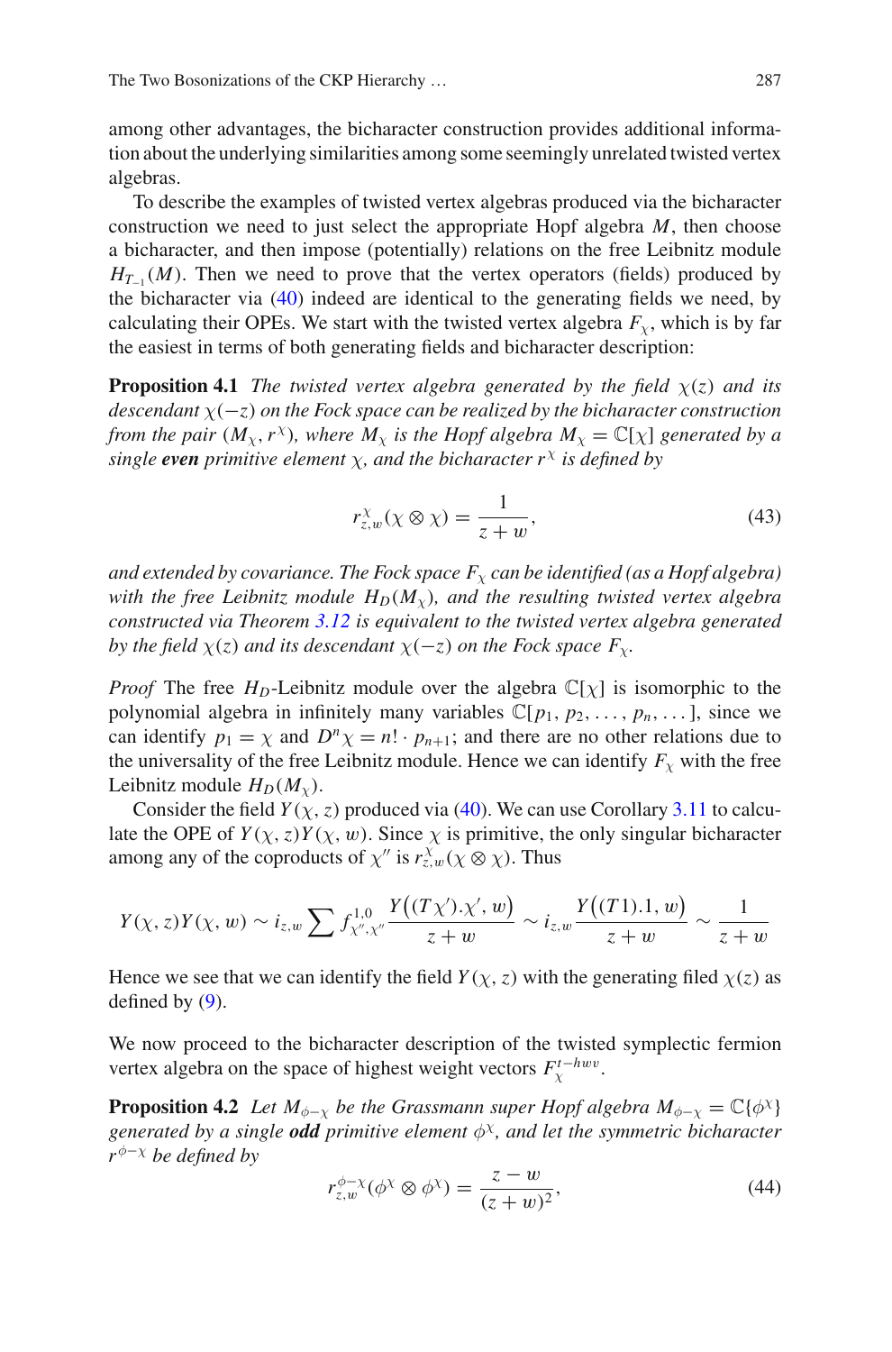among other advantages, the bicharacter construction provides additional information about the underlying similarities among some seemingly unrelated twisted vertex algebras.

To describe the examples of twisted vertex algebras produced via the bicharacter construction we need to just select the appropriate Hopf algebra $M$, then choose a bicharacter, and then impose (potentially) relations on the free Leibnitz module $H_{T_{-1}}(M)$. Then we need to prove that the vertex operators (fields) produced by the bicharacter via (40) indeed are identical to the generating fields we need, by calculating their OPEs. We start with the twisted vertex algebra $F_\chi$, which is by far the easiest in terms of both generating fields and bicharacter description:

**Proposition 4.1** *The twisted vertex algebra generated by the field $\chi(z)$ and its descendant $\chi(-z)$ on the Fock space can be realized by the bicharacter construction from the pair $(M_\chi, r^\chi)$, where $M_\chi$ is the Hopf algebra $M_\chi = \mathbb{C}[\chi]$ generated by a single* ***even*** *primitive element $\chi$, and the bicharacter $r^\chi$ is defined by*

$$r^\chi_{z,w}(\chi \otimes \chi) = \frac{1}{z+w}, \tag{43}$$

*and extended by covariance. The Fock space $F_\chi$ can be identified (as a Hopf algebra) with the free Leibnitz module $H_D(M_\chi)$, and the resulting twisted vertex algebra constructed via Theorem 3.12 is equivalent to the twisted vertex algebra generated by the field $\chi(z)$ and its descendant $\chi(-z)$ on the Fock space $F_\chi$.*

*Proof* The free $H_D$-Leibnitz module over the algebra $\mathbb{C}[\chi]$ is isomorphic to the polynomial algebra in infinitely many variables $\mathbb{C}[p_1, p_2, \dots, p_n, \dots]$, since we can identify $p_1 = \chi$ and $D^n\chi = n! \cdot p_{n+1}$; and there are no other relations due to the universality of the free Leibnitz module. Hence we can identify $F_\chi$ with the free Leibnitz module $H_D(M_\chi)$.

Consider the field $Y(\chi, z)$ produced via (40). We can use Corollary 3.11 to calculate the OPE of $Y(\chi, z)Y(\chi, w)$. Since $\chi$ is primitive, the only singular bicharacter among any of the coproducts of $\chi''$ is $r^\chi_{z,w}(\chi \otimes \chi)$. Thus

$$Y(\chi, z)Y(\chi, w) \sim i_{z,w} \sum f^{1,0}_{\chi'',\chi''} \frac{Y\big((T\chi').\chi', w\big)}{z+w} \sim i_{z,w} \frac{Y\big((T1).1, w\big)}{z+w} \sim \frac{1}{z+w}$$

Hence we see that we can identify the field $Y(\chi, z)$ with the generating filed $\chi(z)$ as defined by (9).

We now proceed to the bicharacter description of the twisted symplectic fermion vertex algebra on the space of highest weight vectors $F^{t-hwv}_\chi$.

**Proposition 4.2** *Let $M_{\phi-\chi}$ be the Grassmann super Hopf algebra $M_{\phi-\chi} = \mathbb{C}\{\phi^\chi\}$ generated by a single* ***odd*** *primitive element $\phi^\chi$, and let the symmetric bicharacter $r^{\phi-\chi}$ be defined by*

$$r^{\phi-\chi}_{z,w}(\phi^\chi \otimes \phi^\chi) = \frac{z-w}{(z+w)^2}, \tag{44}$$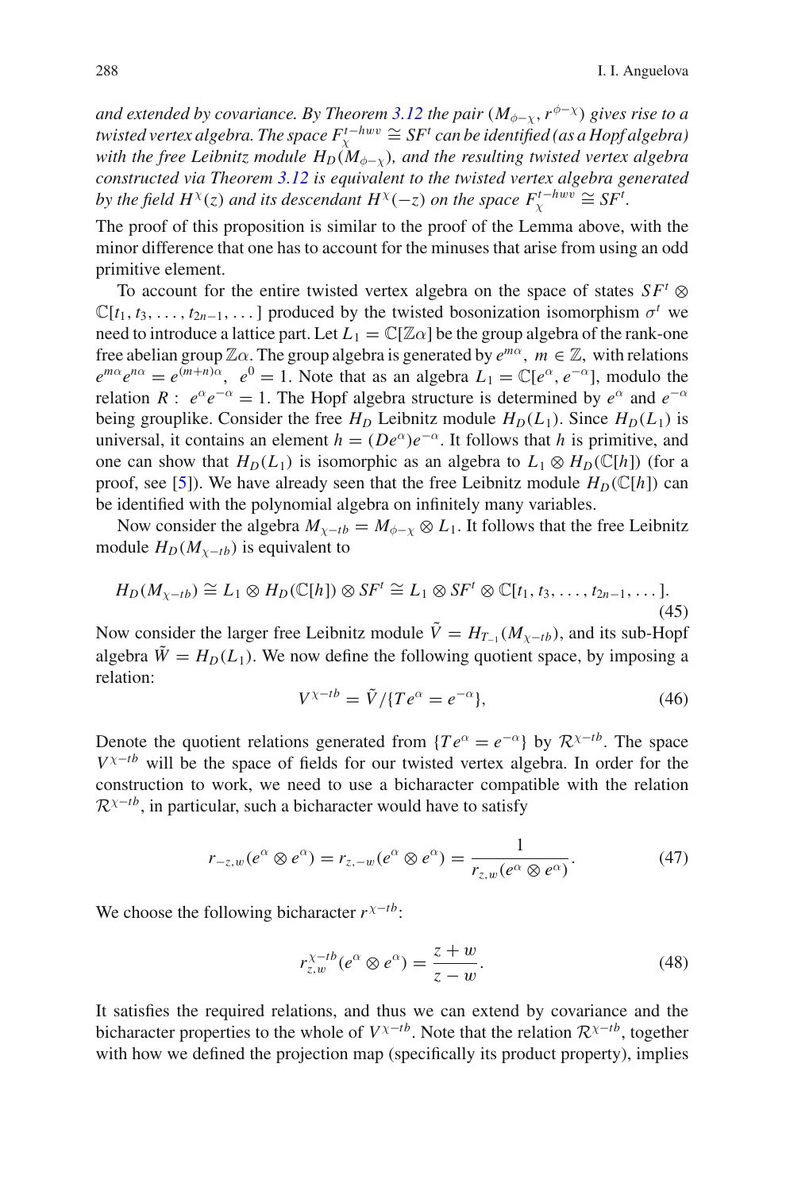*and extended by covariance. By Theorem 3.12 the pair $(M_{\phi-\chi}, r^{\phi-\chi})$ gives rise to a twisted vertex algebra. The space $F_\chi^{t-hwv} \cong SF^t$ can be identified (as a Hopf algebra) with the free Leibnitz module $H_D(M_{\phi-\chi})$, and the resulting twisted vertex algebra constructed via Theorem 3.12 is equivalent to the twisted vertex algebra generated by the field $H^\chi(z)$ and its descendant $H^\chi(-z)$ on the space $F_\chi^{t-hwv} \cong SF^t$.*

The proof of this proposition is similar to the proof of the Lemma above, with the minor difference that one has to account for the minuses that arise from using an odd primitive element.

To account for the entire twisted vertex algebra on the space of states $SF^t \otimes \mathbb{C}[t_1, t_3, \ldots, t_{2n-1}, \ldots]$ produced by the twisted bosonization isomorphism $\sigma^t$ we need to introduce a lattice part. Let $L_1 = \mathbb{C}[\mathbb{Z}\alpha]$ be the group algebra of the rank-one free abelian group $\mathbb{Z}\alpha$. The group algebra is generated by $e^{m\alpha}$, $m \in \mathbb{Z}$, with relations $e^{m\alpha}e^{n\alpha} = e^{(m+n)\alpha}$, $e^0 = 1$. Note that as an algebra $L_1 = \mathbb{C}[e^\alpha, e^{-\alpha}]$, modulo the relation $R: \ e^\alpha e^{-\alpha} = 1$. The Hopf algebra structure is determined by $e^\alpha$ and $e^{-\alpha}$ being grouplike. Consider the free $H_D$ Leibnitz module $H_D(L_1)$. Since $H_D(L_1)$ is universal, it contains an element $h = (De^\alpha)e^{-\alpha}$. It follows that $h$ is primitive, and one can show that $H_D(L_1)$ is isomorphic as an algebra to $L_1 \otimes H_D(\mathbb{C}[h])$ (for a proof, see [5]). We have already seen that the free Leibnitz module $H_D(\mathbb{C}[h])$ can be identified with the polynomial algebra on infinitely many variables.

Now consider the algebra $M_{\chi-tb} = M_{\phi-\chi} \otimes L_1$. It follows that the free Leibnitz module $H_D(M_{\chi-tb})$ is equivalent to

$$H_D(M_{\chi-tb}) \cong L_1 \otimes H_D(\mathbb{C}[h]) \otimes SF^t \cong L_1 \otimes SF^t \otimes \mathbb{C}[t_1, t_3, \ldots, t_{2n-1}, \ldots]. \tag{45}$$

Now consider the larger free Leibnitz module $\tilde{V} = H_{T_{-1}}(M_{\chi-tb})$, and its sub-Hopf algebra $\tilde{W} = H_D(L_1)$. We now define the following quotient space, by imposing a relation:

$$V^{\chi-tb} = \tilde{V}/\{Te^\alpha = e^{-\alpha}\}, \tag{46}$$

Denote the quotient relations generated from $\{Te^\alpha = e^{-\alpha}\}$ by $\mathcal{R}^{\chi-tb}$. The space $V^{\chi-tb}$ will be the space of fields for our twisted vertex algebra. In order for the construction to work, we need to use a bicharacter compatible with the relation $\mathcal{R}^{\chi-tb}$, in particular, such a bicharacter would have to satisfy

$$r_{-z,w}(e^\alpha \otimes e^\alpha) = r_{z,-w}(e^\alpha \otimes e^\alpha) = \frac{1}{r_{z,w}(e^\alpha \otimes e^\alpha)}. \tag{47}$$

We choose the following bicharacter $r^{\chi-tb}$:

$$r^{\chi-tb}_{z,w}(e^\alpha \otimes e^\alpha) = \frac{z+w}{z-w}. \tag{48}$$

It satisfies the required relations, and thus we can extend by covariance and the bicharacter properties to the whole of $V^{\chi-tb}$. Note that the relation $\mathcal{R}^{\chi-tb}$, together with how we defined the projection map (specifically its product property), implies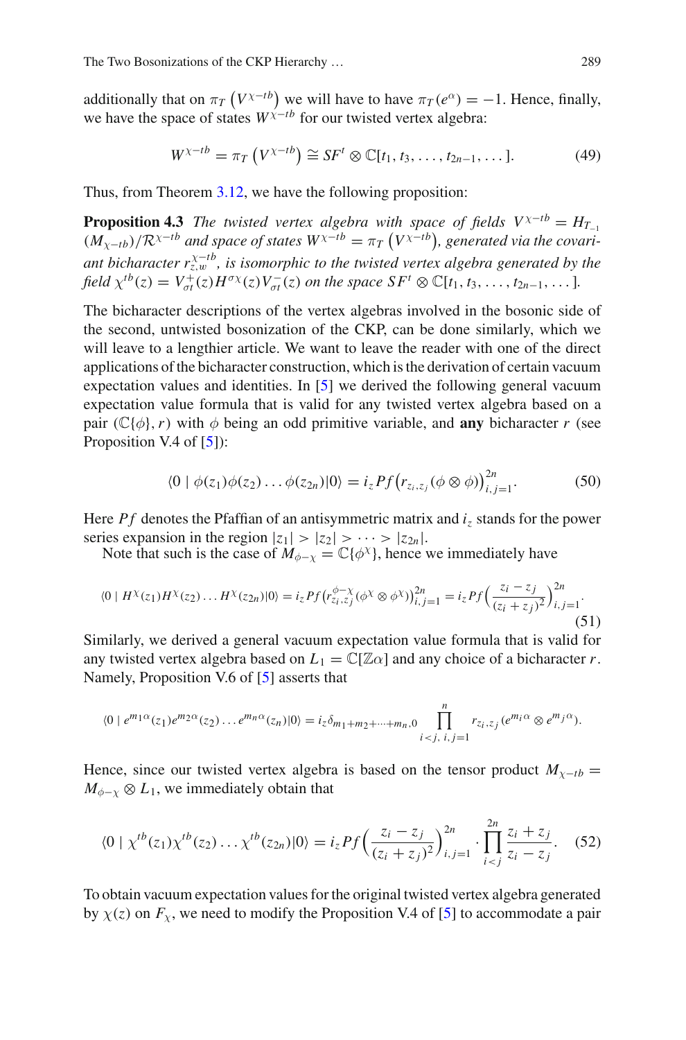additionally that on $\pi_T\left(V^{\chi-tb}\right)$ we will have to have $\pi_T(e^\alpha) = -1$. Hence, finally, we have the space of states $W^{\chi-tb}$ for our twisted vertex algebra:

$$W^{\chi-tb} = \pi_T\left(V^{\chi-tb}\right) \cong SF^t \otimes \mathbb{C}[t_1, t_3, \dots, t_{2n-1}, \dots]. \tag{49}$$

Thus, from Theorem 3.12, we have the following proposition:

**Proposition 4.3** *The twisted vertex algebra with space of fields $V^{\chi-tb} = H_{T_{-1}}(M_{\chi-tb})/\mathcal{R}^{\chi-tb}$ and space of states $W^{\chi-tb} = \pi_T\left(V^{\chi-tb}\right)$, generated via the covariant bicharacter $r^{\chi-tb}_{z,w}$, is isomorphic to the twisted vertex algebra generated by the field $\chi^{tb}(z) = V^+_{\sigma t}(z)H^{\sigma\chi}(z)V^-_{\sigma t}(z)$ on the space $SF^t \otimes \mathbb{C}[t_1, t_3, \dots, t_{2n-1}, \dots]$.*

The bicharacter descriptions of the vertex algebras involved in the bosonic side of the second, untwisted bosonization of the CKP, can be done similarly, which we will leave to a lengthier article. We want to leave the reader with one of the direct applications of the bicharacter construction, which is the derivation of certain vacuum expectation values and identities. In [5] we derived the following general vacuum expectation value formula that is valid for any twisted vertex algebra based on a pair $(\mathbb{C}\{\phi\}, r)$ with $\phi$ being an odd primitive variable, and **any** bicharacter $r$ (see Proposition V.4 of [5]):

$$\langle 0 \mid \phi(z_1)\phi(z_2)\dots\phi(z_{2n})|0\rangle = i_z Pf\left(r_{z_i,z_j}(\phi\otimes\phi)\right)_{i,j=1}^{2n}. \tag{50}$$

Here $Pf$ denotes the Pfaffian of an antisymmetric matrix and $i_z$ stands for the power series expansion in the region $|z_1| > |z_2| > \dots > |z_{2n}|$.

Note that such is the case of $M_{\phi-\chi} = \mathbb{C}\{\phi^\chi\}$, hence we immediately have

$$\langle 0 \mid H^\chi(z_1)H^\chi(z_2)\dots H^\chi(z_{2n})|0\rangle = i_z Pf\left(r^{\phi-\chi}_{z_i,z_j}(\phi^\chi\otimes\phi^\chi)\right)_{i,j=1}^{2n} = i_z Pf\left(\frac{z_i - z_j}{(z_i+z_j)^2}\right)_{i,j=1}^{2n}. \tag{51}$$

Similarly, we derived a general vacuum expectation value formula that is valid for any twisted vertex algebra based on $L_1 = \mathbb{C}[\mathbb{Z}\alpha]$ and any choice of a bicharacter $r$. Namely, Proposition V.6 of [5] asserts that

$$\langle 0 \mid e^{m_1\alpha}(z_1)e^{m_2\alpha}(z_2)\dots e^{m_n\alpha}(z_n)|0\rangle = i_z\delta_{m_1+m_2+\dots+m_n,0}\prod_{i<j,\ i,j=1}^{n} r_{z_i,z_j}(e^{m_i\alpha}\otimes e^{m_j\alpha}).$$

Hence, since our twisted vertex algebra is based on the tensor product $M_{\chi-tb} = M_{\phi-\chi}\otimes L_1$, we immediately obtain that

$$\langle 0 \mid \chi^{tb}(z_1)\chi^{tb}(z_2)\dots\chi^{tb}(z_{2n})|0\rangle = i_z Pf\left(\frac{z_i - z_j}{(z_i+z_j)^2}\right)_{i,j=1}^{2n}\cdot\prod_{i<j}^{2n}\frac{z_i+z_j}{z_i-z_j}. \tag{52}$$

To obtain vacuum expectation values for the original twisted vertex algebra generated by $\chi(z)$ on $F_\chi$, we need to modify the Proposition V.4 of [5] to accommodate a pair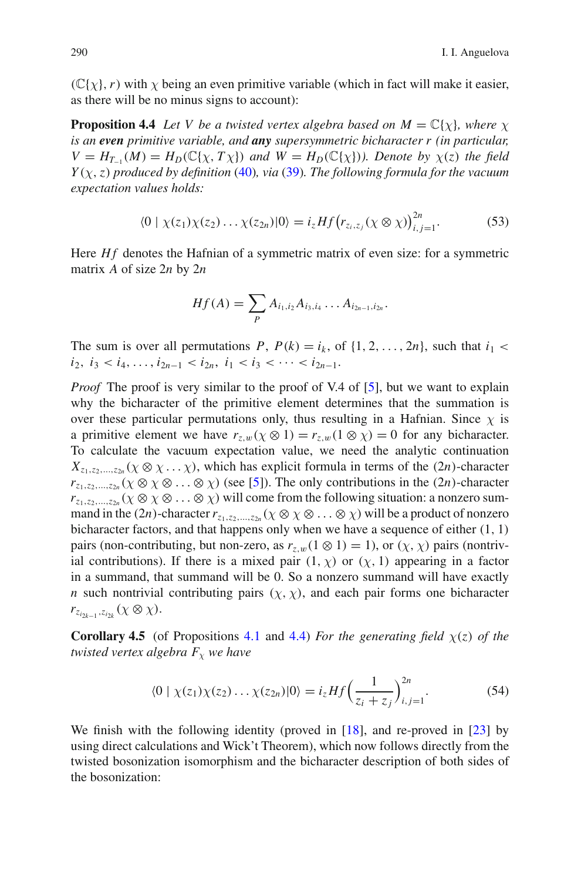$(\mathbb{C}\{\chi\}, r)$ with $\chi$ being an even primitive variable (which in fact will make it easier, as there will be no minus signs to account):

**Proposition 4.4** *Let $V$ be a twisted vertex algebra based on $M = \mathbb{C}\{\chi\}$, where $\chi$ is an **even** primitive variable, and **any** supersymmetric bicharacter $r$ (in particular, $V = H_{T_{-1}}(M) = H_D(\mathbb{C}\{\chi, T\chi\})$ and $W = H_D(\mathbb{C}\{\chi\})$). Denote by $\chi(z)$ the field $Y(\chi, z)$ produced by definition (40), via (39). The following formula for the vacuum expectation values holds:*

$$\langle 0 \mid \chi(z_1)\chi(z_2)\ldots\chi(z_{2n})|0\rangle = i_z Hf\big(r_{z_i,z_j}(\chi\otimes\chi)\big)_{i,j=1}^{2n}. \tag{53}$$

Here $Hf$ denotes the Hafnian of a symmetric matrix of even size: for a symmetric matrix $A$ of size $2n$ by $2n$

$$Hf(A) = \sum_P A_{i_1,i_2}A_{i_3,i_4}\ldots A_{i_{2n-1},i_{2n}}.$$

The sum is over all permutations $P$, $P(k) = i_k$, of $\{1, 2, \ldots, 2n\}$, such that $i_1 < i_2$, $i_3 < i_4, \ldots, i_{2n-1} < i_{2n}$, $i_1 < i_3 < \cdots < i_{2n-1}$.

*Proof* The proof is very similar to the proof of V.4 of [5], but we want to explain why the bicharacter of the primitive element determines that the summation is over these particular permutations only, thus resulting in a Hafnian. Since $\chi$ is a primitive element we have $r_{z,w}(\chi\otimes 1) = r_{z,w}(1\otimes\chi) = 0$ for any bicharacter. To calculate the vacuum expectation value, we need the analytic continuation $X_{z_1,z_2,\ldots,z_{2n}}(\chi\otimes\chi\ldots\chi)$, which has explicit formula in terms of the $(2n)$-character $r_{z_1,z_2,\ldots,z_{2n}}(\chi\otimes\chi\otimes\ldots\otimes\chi)$ (see [5]). The only contributions in the $(2n)$-character $r_{z_1,z_2,\ldots,z_{2n}}(\chi\otimes\chi\otimes\ldots\otimes\chi)$ will come from the following situation: a nonzero summand in the $(2n)$-character $r_{z_1,z_2,\ldots,z_{2n}}(\chi\otimes\chi\otimes\ldots\otimes\chi)$ will be a product of nonzero bicharacter factors, and that happens only when we have a sequence of either $(1, 1)$ pairs (non-contributing, but non-zero, as $r_{z,w}(1\otimes 1) = 1$), or $(\chi, \chi)$ pairs (nontrivial contributions). If there is a mixed pair $(1, \chi)$ or $(\chi, 1)$ appearing in a factor in a summand, that summand will be 0. So a nonzero summand will have exactly $n$ such nontrivial contributing pairs $(\chi, \chi)$, and each pair forms one bicharacter $r_{z_{i_{2k-1}},z_{i_{2k}}}(\chi\otimes\chi)$.

**Corollary 4.5** (of Propositions 4.1 and 4.4) *For the generating field $\chi(z)$ of the twisted vertex algebra $F_\chi$ we have*

$$\langle 0 \mid \chi(z_1)\chi(z_2)\ldots\chi(z_{2n})|0\rangle = i_z Hf\Big(\frac{1}{z_i+z_j}\Big)_{i,j=1}^{2n}. \tag{54}$$

We finish with the following identity (proved in [18], and re-proved in [23] by using direct calculations and Wick't Theorem), which now follows directly from the twisted bosonization isomorphism and the bicharacter description of both sides of the bosonization: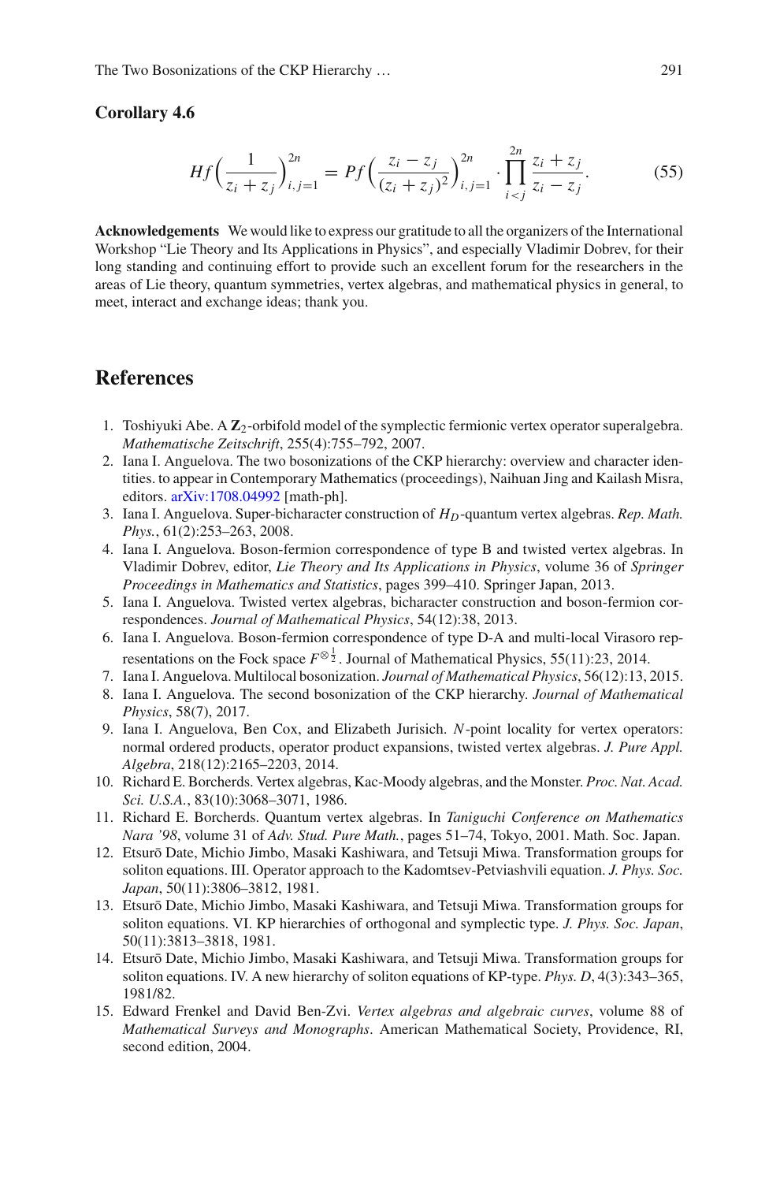**Corollary 4.6**

$$Hf\Big(\frac{1}{z_i+z_j}\Big)_{i,j=1}^{2n} = Pf\Big(\frac{z_i-z_j}{(z_i+z_j)^2}\Big)_{i,j=1}^{2n} \cdot \prod_{i<j}^{2n} \frac{z_i+z_j}{z_i-z_j}. \tag{55}$$

**Acknowledgements** We would like to express our gratitude to all the organizers of the International Workshop "Lie Theory and Its Applications in Physics", and especially Vladimir Dobrev, for their long standing and continuing effort to provide such an excellent forum for the researchers in the areas of Lie theory, quantum symmetries, vertex algebras, and mathematical physics in general, to meet, interact and exchange ideas; thank you.

## References

1. Toshiyuki Abe. A $\mathbf{Z}_2$-orbifold model of the symplectic fermionic vertex operator superalgebra. *Mathematische Zeitschrift*, 255(4):755–792, 2007.
2. Iana I. Anguelova. The two bosonizations of the CKP hierarchy: overview and character identities. to appear in Contemporary Mathematics (proceedings), Naihuan Jing and Kailash Misra, editors. arXiv:1708.04992 [math-ph].
3. Iana I. Anguelova. Super-bicharacter construction of $H_D$-quantum vertex algebras. *Rep. Math. Phys.*, 61(2):253–263, 2008.
4. Iana I. Anguelova. Boson-fermion correspondence of type B and twisted vertex algebras. In Vladimir Dobrev, editor, *Lie Theory and Its Applications in Physics*, volume 36 of *Springer Proceedings in Mathematics and Statistics*, pages 399–410. Springer Japan, 2013.
5. Iana I. Anguelova. Twisted vertex algebras, bicharacter construction and boson-fermion correspondences. *Journal of Mathematical Physics*, 54(12):38, 2013.
6. Iana I. Anguelova. Boson-fermion correspondence of type D-A and multi-local Virasoro representations on the Fock space $F^{\otimes\frac{1}{2}}$. Journal of Mathematical Physics, 55(11):23, 2014.
7. Iana I. Anguelova. Multilocal bosonization. *Journal of Mathematical Physics*, 56(12):13, 2015.
8. Iana I. Anguelova. The second bosonization of the CKP hierarchy. *Journal of Mathematical Physics*, 58(7), 2017.
9. Iana I. Anguelova, Ben Cox, and Elizabeth Jurisich. $N$-point locality for vertex operators: normal ordered products, operator product expansions, twisted vertex algebras. *J. Pure Appl. Algebra*, 218(12):2165–2203, 2014.
10. Richard E. Borcherds. Vertex algebras, Kac-Moody algebras, and the Monster. *Proc. Nat. Acad. Sci. U.S.A.*, 83(10):3068–3071, 1986.
11. Richard E. Borcherds. Quantum vertex algebras. In *Taniguchi Conference on Mathematics Nara '98*, volume 31 of *Adv. Stud. Pure Math.*, pages 51–74, Tokyo, 2001. Math. Soc. Japan.
12. Etsurō Date, Michio Jimbo, Masaki Kashiwara, and Tetsuji Miwa. Transformation groups for soliton equations. III. Operator approach to the Kadomtsev-Petviashvili equation. *J. Phys. Soc. Japan*, 50(11):3806–3812, 1981.
13. Etsurō Date, Michio Jimbo, Masaki Kashiwara, and Tetsuji Miwa. Transformation groups for soliton equations. VI. KP hierarchies of orthogonal and symplectic type. *J. Phys. Soc. Japan*, 50(11):3813–3818, 1981.
14. Etsurō Date, Michio Jimbo, Masaki Kashiwara, and Tetsuji Miwa. Transformation groups for soliton equations. IV. A new hierarchy of soliton equations of KP-type. *Phys. D*, 4(3):343–365, 1981/82.
15. Edward Frenkel and David Ben-Zvi. *Vertex algebras and algebraic curves*, volume 88 of *Mathematical Surveys and Monographs*. American Mathematical Society, Providence, RI, second edition, 2004.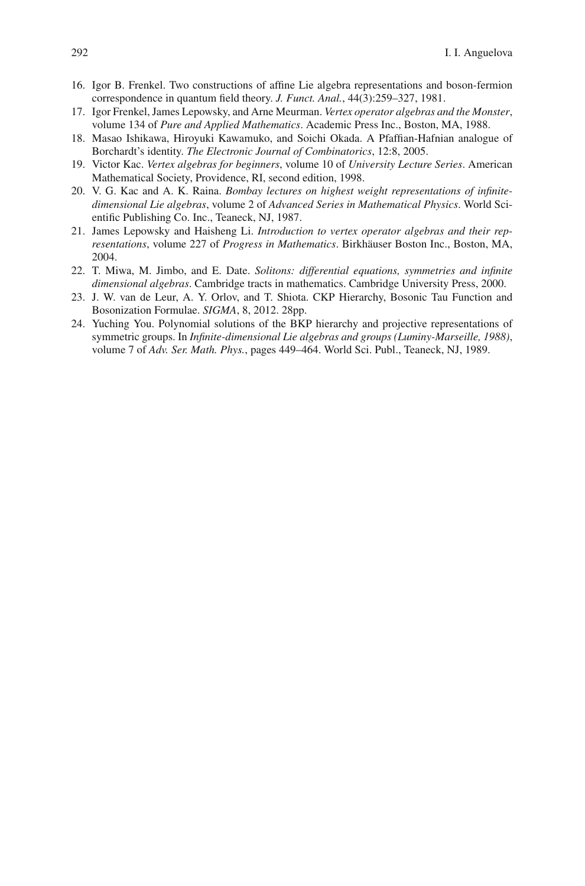16. Igor B. Frenkel. Two constructions of affine Lie algebra representations and boson-fermion correspondence in quantum field theory. *J. Funct. Anal.*, 44(3):259–327, 1981.
17. Igor Frenkel, James Lepowsky, and Arne Meurman. *Vertex operator algebras and the Monster*, volume 134 of *Pure and Applied Mathematics*. Academic Press Inc., Boston, MA, 1988.
18. Masao Ishikawa, Hiroyuki Kawamuko, and Soichi Okada. A Pfaffian-Hafnian analogue of Borchardt's identity. *The Electronic Journal of Combinatorics*, 12:8, 2005.
19. Victor Kac. *Vertex algebras for beginners*, volume 10 of *University Lecture Series*. American Mathematical Society, Providence, RI, second edition, 1998.
20. V. G. Kac and A. K. Raina. *Bombay lectures on highest weight representations of infinite-dimensional Lie algebras*, volume 2 of *Advanced Series in Mathematical Physics*. World Scientific Publishing Co. Inc., Teaneck, NJ, 1987.
21. James Lepowsky and Haisheng Li. *Introduction to vertex operator algebras and their representations*, volume 227 of *Progress in Mathematics*. Birkhäuser Boston Inc., Boston, MA, 2004.
22. T. Miwa, M. Jimbo, and E. Date. *Solitons: differential equations, symmetries and infinite dimensional algebras*. Cambridge tracts in mathematics. Cambridge University Press, 2000.
23. J. W. van de Leur, A. Y. Orlov, and T. Shiota. CKP Hierarchy, Bosonic Tau Function and Bosonization Formulae. *SIGMA*, 8, 2012. 28pp.
24. Yuching You. Polynomial solutions of the BKP hierarchy and projective representations of symmetric groups. In *Infinite-dimensional Lie algebras and groups (Luminy-Marseille, 1988)*, volume 7 of *Adv. Ser. Math. Phys.*, pages 449–464. World Sci. Publ., Teaneck, NJ, 1989.